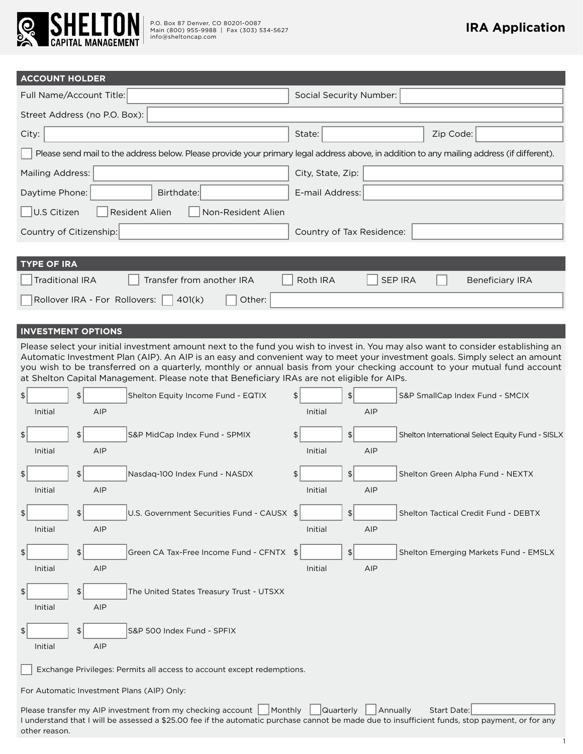# SHELTON CAPITAL MANAGEMENT

P.O. Box 87 Denver, CO 80201-0087
Main (800) 955-9988 | Fax (303) 534-5627
info@sheltoncap.com

# IRA Application

## ACCOUNT HOLDER

Full Name/Account Title: ____________________ Social Security Number: ____________________

Street Address (no P.O. Box): ____________________

City: ____________________ State: ____________ Zip Code: ____________

☐ Please send mail to the address below. Please provide your primary legal address above, in addition to any mailing address (if different).

Mailing Address: ____________________ City, State, Zip: ____________________

Daytime Phone: ____________ Birthdate: ____________ E-mail Address: ____________________

☐ U.S Citizen ☐ Resident Alien ☐ Non-Resident Alien

Country of Citizenship: ____________________ Country of Tax Residence: ____________________

## TYPE OF IRA

☐ Traditional IRA ☐ Transfer from another IRA ☐ Roth IRA ☐ SEP IRA ☐ Beneficiary IRA

☐ Rollover IRA - For Rollovers: ☐ 401(k) ☐ Other: ____________________

## INVESTMENT OPTIONS

Please select your initial investment amount next to the fund you wish to invest in. You may also want to consider establishing an Automatic Investment Plan (AIP). An AIP is an easy and convenient way to meet your investment goals. Simply select an amount you wish to be transferred on a quarterly, monthly or annual basis from your checking account to your mutual fund account at Shelton Capital Management. Please note that Beneficiary IRAs are not eligible for AIPs.

| Initial | AIP | Fund |
|---|---|---|
| $ | $ | Shelton Equity Income Fund - EQTIX |
| $ | $ | S&P MidCap Index Fund - SPMIX |
| $ | $ | Nasdaq-100 Index Fund - NASDX |
| $ | $ | U.S. Government Securities Fund - CAUSX |
| $ | $ | Green CA Tax-Free Income Fund - CFNTX |
| $ | $ | The United States Treasury Trust - UTSXX |
| $ | $ | S&P 500 Index Fund - SPFIX |
| $ | $ | S&P SmallCap Index Fund - SMCIX |
| $ | $ | Shelton International Select Equity Fund - SISLX |
| $ | $ | Shelton Green Alpha Fund - NEXTX |
| $ | $ | Shelton Tactical Credit Fund - DEBTX |
| $ | $ | Shelton Emerging Markets Fund - EMSLX |

☐ Exchange Privileges: Permits all access to account except redemptions.

For Automatic Investment Plans (AIP) Only:

Please transfer my AIP investment from my checking account ☐ Monthly ☐ Quarterly ☐ Annually Start Date: ____________

I understand that I will be assessed a $25.00 fee if the automatic purchase cannot be made due to insufficient funds, stop payment, or for any other reason.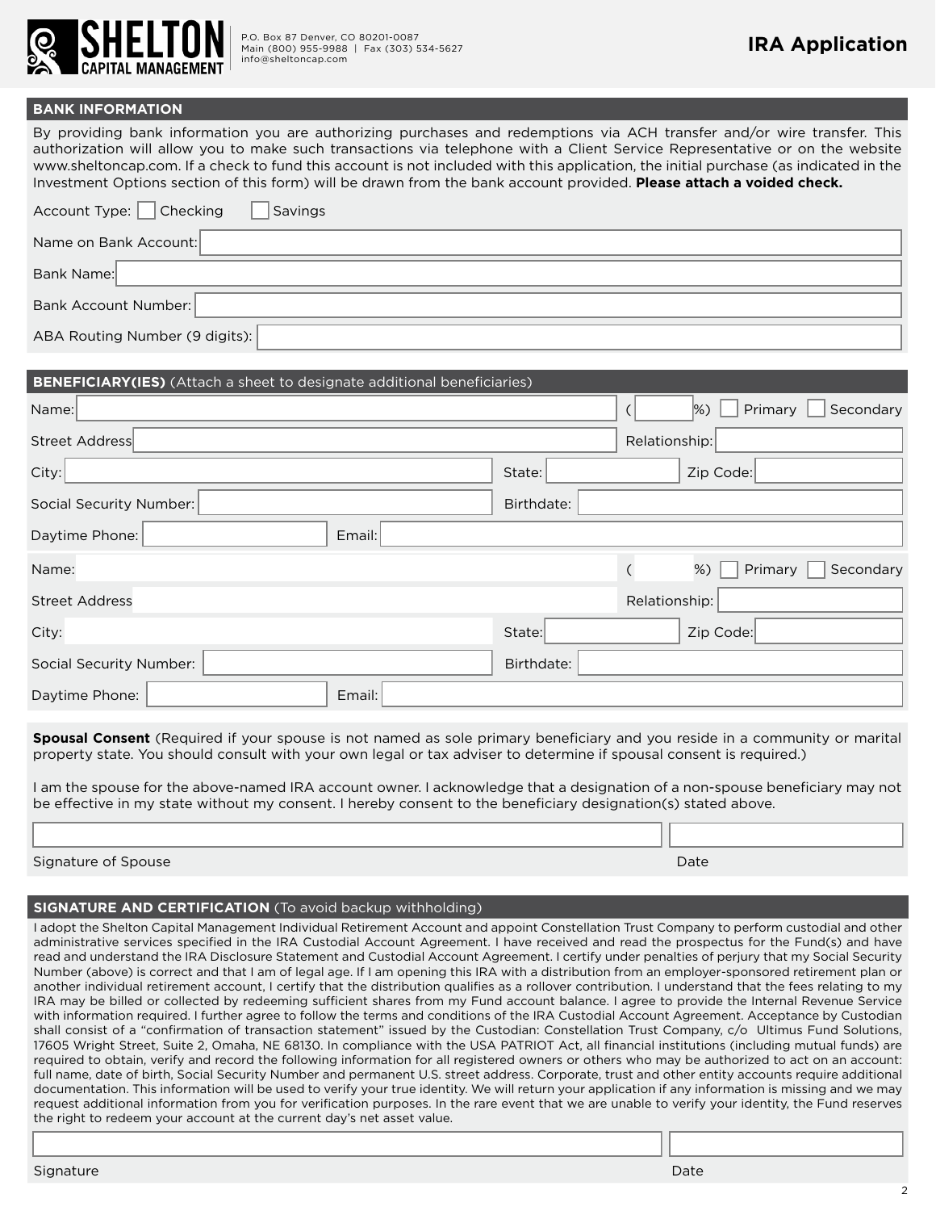**SHELTON CAPITAL MANAGEMENT**

P.O. Box 87 Denver, CO 80201-0087
Main (800) 955-9988 | Fax (303) 534-5627
info@sheltoncap.com

# IRA Application

## BANK INFORMATION

By providing bank information you are authorizing purchases and redemptions via ACH transfer and/or wire transfer. This authorization will allow you to make such transactions via telephone with a Client Service Representative or on the website www.sheltoncap.com. If a check to fund this account is not included with this application, the initial purchase (as indicated in the Investment Options section of this form) will be drawn from the bank account provided. **Please attach a voided check.**

Account Type: ☐ Checking ☐ Savings

Name on Bank Account: ____________________

Bank Name: ____________________

Bank Account Number: ____________________

ABA Routing Number (9 digits): ____________________

## BENEFICIARY(IES) (Attach a sheet to designate additional beneficiaries)

Name: ____________________ ( ______ %) ☐ Primary ☐ Secondary

Street Address ____________________ Relationship: ____________________

City: ____________________ State: __________ Zip Code: __________

Social Security Number: ____________________ Birthdate: ____________________

Daytime Phone: ____________________ Email: ____________________

Name: ____________________ ( ______ %) ☐ Primary ☐ Secondary

Street Address ____________________ Relationship: ____________________

City: ____________________ State: __________ Zip Code: __________

Social Security Number: ____________________ Birthdate: ____________________

Daytime Phone: ____________________ Email: ____________________

**Spousal Consent** (Required if your spouse is not named as sole primary beneficiary and you reside in a community or marital property state. You should consult with your own legal or tax adviser to determine if spousal consent is required.)

I am the spouse for the above-named IRA account owner. I acknowledge that a designation of a non-spouse beneficiary may not be effective in my state without my consent. I hereby consent to the beneficiary designation(s) stated above.

____________________ ____________________

Signature of Spouse Date

## SIGNATURE AND CERTIFICATION (To avoid backup withholding)

I adopt the Shelton Capital Management Individual Retirement Account and appoint Constellation Trust Company to perform custodial and other administrative services specified in the IRA Custodial Account Agreement. I have received and read the prospectus for the Fund(s) and have read and understand the IRA Disclosure Statement and Custodial Account Agreement. I certify under penalties of perjury that my Social Security Number (above) is correct and that I am of legal age. If I am opening this IRA with a distribution from an employer-sponsored retirement plan or another individual retirement account, I certify that the distribution qualifies as a rollover contribution. I understand that the fees relating to my IRA may be billed or collected by redeeming sufficient shares from my Fund account balance. I agree to provide the Internal Revenue Service with information required. I further agree to follow the terms and conditions of the IRA Custodial Account Agreement. Acceptance by Custodian shall consist of a "confirmation of transaction statement" issued by the Custodian: Constellation Trust Company, c/o Ultimus Fund Solutions, 17605 Wright Street, Suite 2, Omaha, NE 68130. In compliance with the USA PATRIOT Act, all financial institutions (including mutual funds) are required to obtain, verify and record the following information for all registered owners or others who may be authorized to act on an account: full name, date of birth, Social Security Number and permanent U.S. street address. Corporate, trust and other entity accounts require additional documentation. This information will be used to verify your true identity. We will return your application if any information is missing and we may request additional information from you for verification purposes. In the rare event that we are unable to verify your identity, the Fund reserves the right to redeem your account at the current day's net asset value.

____________________ ____________________

Signature Date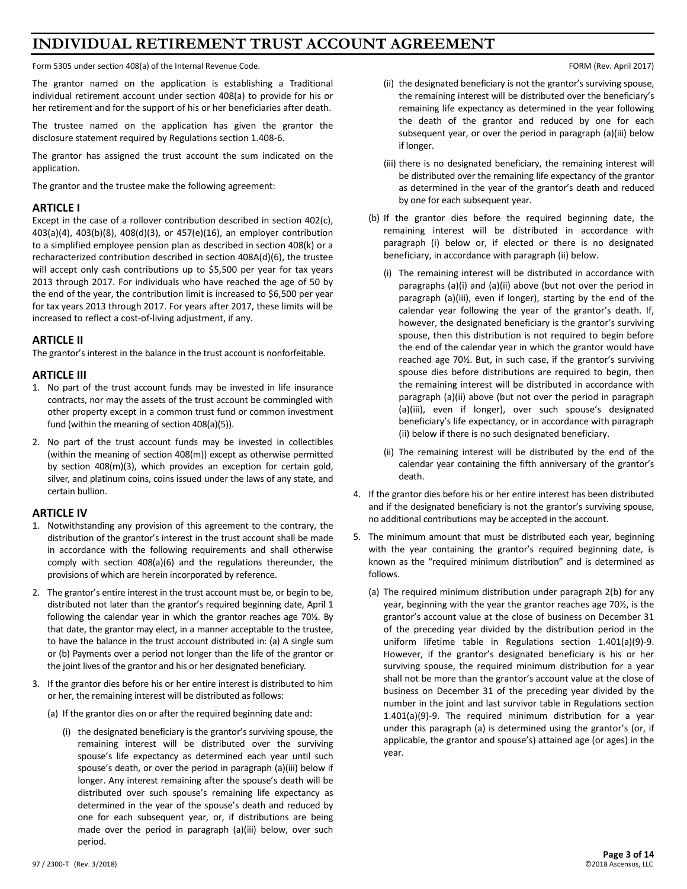# INDIVIDUAL RETIREMENT TRUST ACCOUNT AGREEMENT

Form 5305 under section 408(a) of the Internal Revenue Code.

FORM (Rev. April 2017)

The grantor named on the application is establishing a Traditional individual retirement account under section 408(a) to provide for his or her retirement and for the support of his or her beneficiaries after death.

The trustee named on the application has given the grantor the disclosure statement required by Regulations section 1.408-6.

The grantor has assigned the trust account the sum indicated on the application.

The grantor and the trustee make the following agreement:

## ARTICLE I

Except in the case of a rollover contribution described in section 402(c), 403(a)(4), 403(b)(8), 408(d)(3), or 457(e)(16), an employer contribution to a simplified employee pension plan as described in section 408(k) or a recharacterized contribution described in section 408A(d)(6), the trustee will accept only cash contributions up to $5,500 per year for tax years 2013 through 2017. For individuals who have reached the age of 50 by the end of the year, the contribution limit is increased to $6,500 per year for tax years 2013 through 2017. For years after 2017, these limits will be increased to reflect a cost-of-living adjustment, if any.

## ARTICLE II

The grantor's interest in the balance in the trust account is nonforfeitable.

## ARTICLE III

1. No part of the trust account funds may be invested in life insurance contracts, nor may the assets of the trust account be commingled with other property except in a common trust fund or common investment fund (within the meaning of section 408(a)(5)).
2. No part of the trust account funds may be invested in collectibles (within the meaning of section 408(m)) except as otherwise permitted by section 408(m)(3), which provides an exception for certain gold, silver, and platinum coins, coins issued under the laws of any state, and certain bullion.

## ARTICLE IV

1. Notwithstanding any provision of this agreement to the contrary, the distribution of the grantor's interest in the trust account shall be made in accordance with the following requirements and shall otherwise comply with section 408(a)(6) and the regulations thereunder, the provisions of which are herein incorporated by reference.
2. The grantor's entire interest in the trust account must be, or begin to be, distributed not later than the grantor's required beginning date, April 1 following the calendar year in which the grantor reaches age 70½. By that date, the grantor may elect, in a manner acceptable to the trustee, to have the balance in the trust account distributed in: (a) A single sum or (b) Payments over a period not longer than the life of the grantor or the joint lives of the grantor and his or her designated beneficiary.
3. If the grantor dies before his or her entire interest is distributed to him or her, the remaining interest will be distributed as follows:
   - (a) If the grantor dies on or after the required beginning date and:
     - (i) the designated beneficiary is the grantor's surviving spouse, the remaining interest will be distributed over the surviving spouse's life expectancy as determined each year until such spouse's death, or over the period in paragraph (a)(iii) below if longer. Any interest remaining after the spouse's death will be distributed over such spouse's remaining life expectancy as determined in the year of the spouse's death and reduced by one for each subsequent year, or, if distributions are being made over the period in paragraph (a)(iii) below, over such period.
     - (ii) the designated beneficiary is not the grantor's surviving spouse, the remaining interest will be distributed over the beneficiary's remaining life expectancy as determined in the year following the death of the grantor and reduced by one for each subsequent year, or over the period in paragraph (a)(iii) below if longer.
     - (iii) there is no designated beneficiary, the remaining interest will be distributed over the remaining life expectancy of the grantor as determined in the year of the grantor's death and reduced by one for each subsequent year.
   - (b) If the grantor dies before the required beginning date, the remaining interest will be distributed in accordance with paragraph (i) below or, if elected or there is no designated beneficiary, in accordance with paragraph (ii) below.
     - (i) The remaining interest will be distributed in accordance with paragraphs (a)(i) and (a)(ii) above (but not over the period in paragraph (a)(iii), even if longer), starting by the end of the calendar year following the year of the grantor's death. If, however, the designated beneficiary is the grantor's surviving spouse, then this distribution is not required to begin before the end of the calendar year in which the grantor would have reached age 70½. But, in such case, if the grantor's surviving spouse dies before distributions are required to begin, then the remaining interest will be distributed in accordance with paragraph (a)(ii) above (but not over the period in paragraph (a)(iii), even if longer), over such spouse's designated beneficiary's life expectancy, or in accordance with paragraph (ii) below if there is no such designated beneficiary.
     - (ii) The remaining interest will be distributed by the end of the calendar year containing the fifth anniversary of the grantor's death.
4. If the grantor dies before his or her entire interest has been distributed and if the designated beneficiary is not the grantor's surviving spouse, no additional contributions may be accepted in the account.
5. The minimum amount that must be distributed each year, beginning with the year containing the grantor's required beginning date, is known as the "required minimum distribution" and is determined as follows.
   - (a) The required minimum distribution under paragraph 2(b) for any year, beginning with the year the grantor reaches age 70½, is the grantor's account value at the close of business on December 31 of the preceding year divided by the distribution period in the uniform lifetime table in Regulations section 1.401(a)(9)-9. However, if the grantor's designated beneficiary is his or her surviving spouse, the required minimum distribution for a year shall not be more than the grantor's account value at the close of business on December 31 of the preceding year divided by the number in the joint and last survivor table in Regulations section 1.401(a)(9)-9. The required minimum distribution for a year under this paragraph (a) is determined using the grantor's (or, if applicable, the grantor and spouse's) attained age (or ages) in the year.

97 / 2300-T (Rev. 3/2018)

©2018 Ascensus, LLC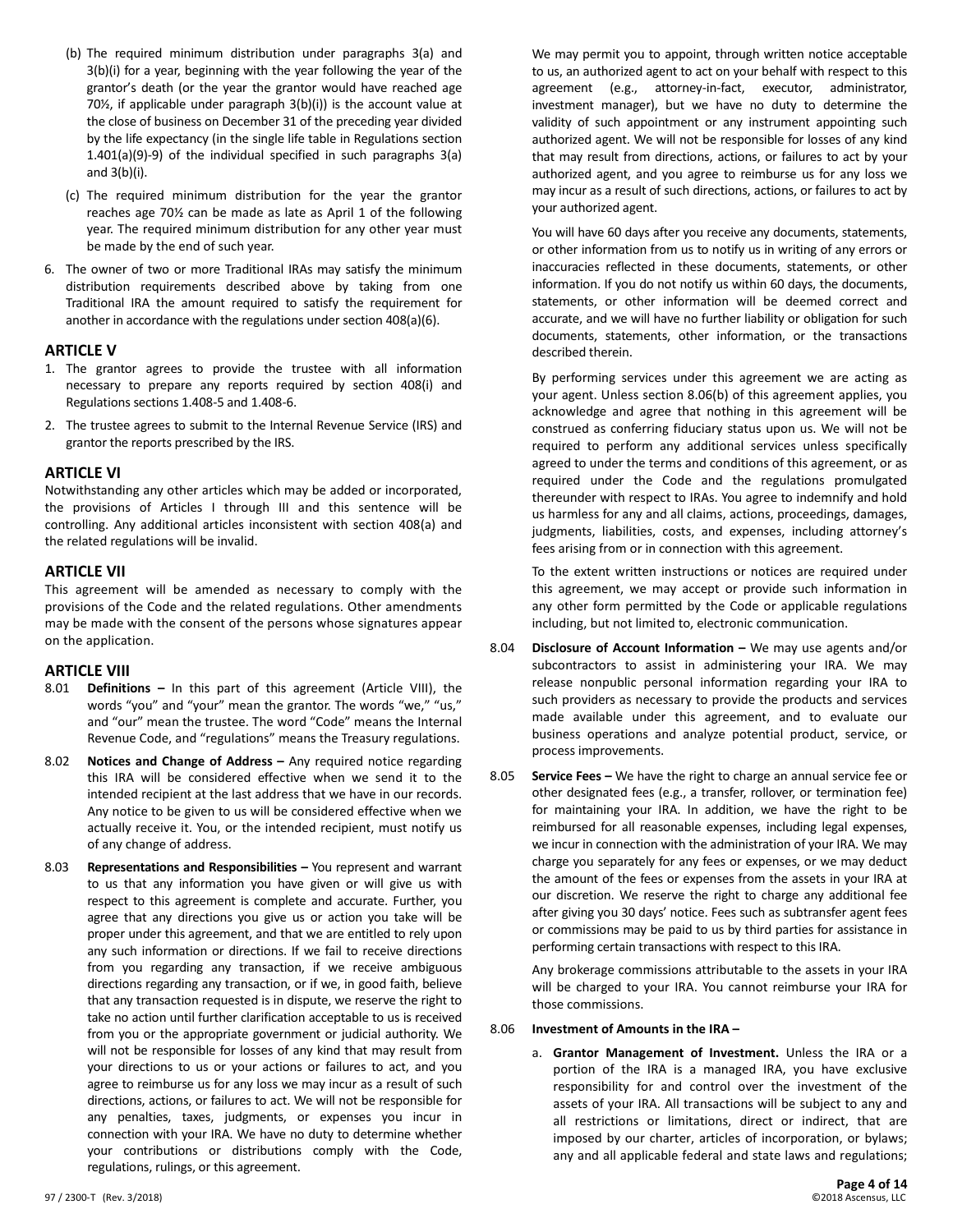(b) The required minimum distribution under paragraphs 3(a) and 3(b)(i) for a year, beginning with the year following the year of the grantor's death (or the year the grantor would have reached age 70½, if applicable under paragraph 3(b)(i)) is the account value at the close of business on December 31 of the preceding year divided by the life expectancy (in the single life table in Regulations section 1.401(a)(9)-9) of the individual specified in such paragraphs 3(a) and 3(b)(i).

(c) The required minimum distribution for the year the grantor reaches age 70½ can be made as late as April 1 of the following year. The required minimum distribution for any other year must be made by the end of such year.

6. The owner of two or more Traditional IRAs may satisfy the minimum distribution requirements described above by taking from one Traditional IRA the amount required to satisfy the requirement for another in accordance with the regulations under section 408(a)(6).

## ARTICLE V

1. The grantor agrees to provide the trustee with all information necessary to prepare any reports required by section 408(i) and Regulations sections 1.408-5 and 1.408-6.
2. The trustee agrees to submit to the Internal Revenue Service (IRS) and grantor the reports prescribed by the IRS.

## ARTICLE VI

Notwithstanding any other articles which may be added or incorporated, the provisions of Articles I through III and this sentence will be controlling. Any additional articles inconsistent with section 408(a) and the related regulations will be invalid.

## ARTICLE VII

This agreement will be amended as necessary to comply with the provisions of the Code and the related regulations. Other amendments may be made with the consent of the persons whose signatures appear on the application.

## ARTICLE VIII

8.01 **Definitions –** In this part of this agreement (Article VIII), the words "you" and "your" mean the grantor. The words "we," "us," and "our" mean the trustee. The word "Code" means the Internal Revenue Code, and "regulations" means the Treasury regulations.

8.02 **Notices and Change of Address –** Any required notice regarding this IRA will be considered effective when we send it to the intended recipient at the last address that we have in our records. Any notice to be given to us will be considered effective when we actually receive it. You, or the intended recipient, must notify us of any change of address.

8.03 **Representations and Responsibilities –** You represent and warrant to us that any information you have given or will give us with respect to this agreement is complete and accurate. Further, you agree that any directions you give us or action you take will be proper under this agreement, and that we are entitled to rely upon any such information or directions. If we fail to receive directions from you regarding any transaction, if we receive ambiguous directions regarding any transaction, or if we, in good faith, believe that any transaction requested is in dispute, we reserve the right to take no action until further clarification acceptable to us is received from you or the appropriate government or judicial authority. We will not be responsible for losses of any kind that may result from your directions to us or your actions or failures to act, and you agree to reimburse us for any loss we may incur as a result of such directions, actions, or failures to act. We will not be responsible for any penalties, taxes, judgments, or expenses you incur in connection with your IRA. We have no duty to determine whether your contributions or distributions comply with the Code, regulations, rulings, or this agreement.

We may permit you to appoint, through written notice acceptable to us, an authorized agent to act on your behalf with respect to this agreement (e.g., attorney-in-fact, executor, administrator, investment manager), but we have no duty to determine the validity of such appointment or any instrument appointing such authorized agent. We will not be responsible for losses of any kind that may result from directions, actions, or failures to act by your authorized agent, and you agree to reimburse us for any loss we may incur as a result of such directions, actions, or failures to act by your authorized agent.

You will have 60 days after you receive any documents, statements, or other information from us to notify us in writing of any errors or inaccuracies reflected in these documents, statements, or other information. If you do not notify us within 60 days, the documents, statements, or other information will be deemed correct and accurate, and we will have no further liability or obligation for such documents, statements, other information, or the transactions described therein.

By performing services under this agreement we are acting as your agent. Unless section 8.06(b) of this agreement applies, you acknowledge and agree that nothing in this agreement will be construed as conferring fiduciary status upon us. We will not be required to perform any additional services unless specifically agreed to under the terms and conditions of this agreement, or as required under the Code and the regulations promulgated thereunder with respect to IRAs. You agree to indemnify and hold us harmless for any and all claims, actions, proceedings, damages, judgments, liabilities, costs, and expenses, including attorney's fees arising from or in connection with this agreement.

To the extent written instructions or notices are required under this agreement, we may accept or provide such information in any other form permitted by the Code or applicable regulations including, but not limited to, electronic communication.

8.04 **Disclosure of Account Information –** We may use agents and/or subcontractors to assist in administering your IRA. We may release nonpublic personal information regarding your IRA to such providers as necessary to provide the products and services made available under this agreement, and to evaluate our business operations and analyze potential product, service, or process improvements.

8.05 **Service Fees –** We have the right to charge an annual service fee or other designated fees (e.g., a transfer, rollover, or termination fee) for maintaining your IRA. In addition, we have the right to be reimbursed for all reasonable expenses, including legal expenses, we incur in connection with the administration of your IRA. We may charge you separately for any fees or expenses, or we may deduct the amount of the fees or expenses from the assets in your IRA at our discretion. We reserve the right to charge any additional fee after giving you 30 days' notice. Fees such as subtransfer agent fees or commissions may be paid to us by third parties for assistance in performing certain transactions with respect to this IRA.

Any brokerage commissions attributable to the assets in your IRA will be charged to your IRA. You cannot reimburse your IRA for those commissions.

8.06 **Investment of Amounts in the IRA –**

a. **Grantor Management of Investment.** Unless the IRA or a portion of the IRA is a managed IRA, you have exclusive responsibility for and control over the investment of the assets of your IRA. All transactions will be subject to any and all restrictions or limitations, direct or indirect, that are imposed by our charter, articles of incorporation, or bylaws; any and all applicable federal and state laws and regulations;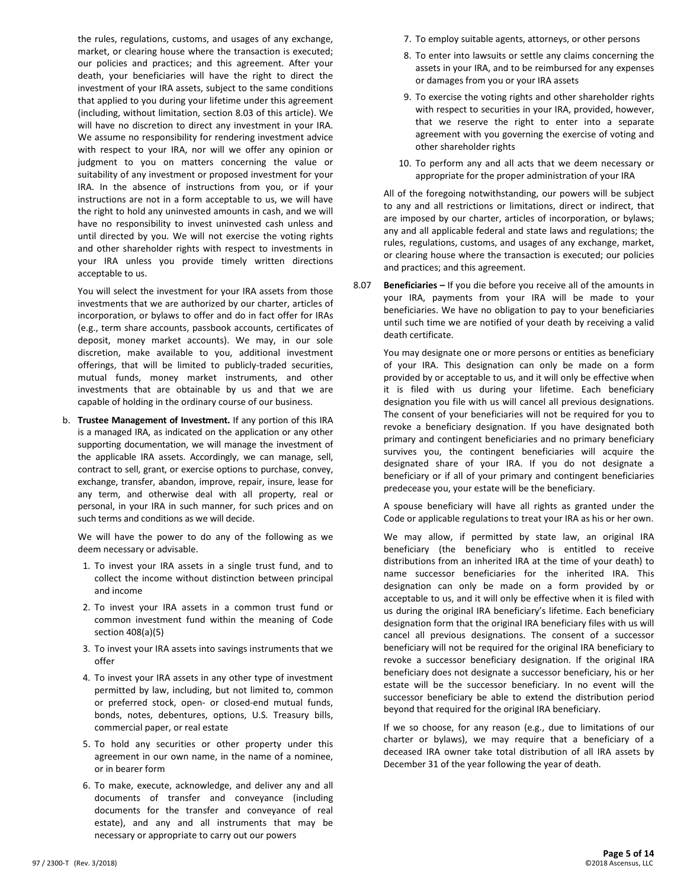the rules, regulations, customs, and usages of any exchange, market, or clearing house where the transaction is executed; our policies and practices; and this agreement. After your death, your beneficiaries will have the right to direct the investment of your IRA assets, subject to the same conditions that applied to you during your lifetime under this agreement (including, without limitation, section 8.03 of this article). We will have no discretion to direct any investment in your IRA. We assume no responsibility for rendering investment advice with respect to your IRA, nor will we offer any opinion or judgment to you on matters concerning the value or suitability of any investment or proposed investment for your IRA. In the absence of instructions from you, or if your instructions are not in a form acceptable to us, we will have the right to hold any uninvested amounts in cash, and we will have no responsibility to invest uninvested cash unless and until directed by you. We will not exercise the voting rights and other shareholder rights with respect to investments in your IRA unless you provide timely written directions acceptable to us.

You will select the investment for your IRA assets from those investments that we are authorized by our charter, articles of incorporation, or bylaws to offer and do in fact offer for IRAs (e.g., term share accounts, passbook accounts, certificates of deposit, money market accounts). We may, in our sole discretion, make available to you, additional investment offerings, that will be limited to publicly-traded securities, mutual funds, money market instruments, and other investments that are obtainable by us and that we are capable of holding in the ordinary course of our business.

b. **Trustee Management of Investment.** If any portion of this IRA is a managed IRA, as indicated on the application or any other supporting documentation, we will manage the investment of the applicable IRA assets. Accordingly, we can manage, sell, contract to sell, grant, or exercise options to purchase, convey, exchange, transfer, abandon, improve, repair, insure, lease for any term, and otherwise deal with all property, real or personal, in your IRA in such manner, for such prices and on such terms and conditions as we will decide.

We will have the power to do any of the following as we deem necessary or advisable.

1. To invest your IRA assets in a single trust fund, and to collect the income without distinction between principal and income
2. To invest your IRA assets in a common trust fund or common investment fund within the meaning of Code section 408(a)(5)
3. To invest your IRA assets into savings instruments that we offer
4. To invest your IRA assets in any other type of investment permitted by law, including, but not limited to, common or preferred stock, open- or closed-end mutual funds, bonds, notes, debentures, options, U.S. Treasury bills, commercial paper, or real estate
5. To hold any securities or other property under this agreement in our own name, in the name of a nominee, or in bearer form
6. To make, execute, acknowledge, and deliver any and all documents of transfer and conveyance (including documents for the transfer and conveyance of real estate), and any and all instruments that may be necessary or appropriate to carry out our powers
7. To employ suitable agents, attorneys, or other persons
8. To enter into lawsuits or settle any claims concerning the assets in your IRA, and to be reimbursed for any expenses or damages from you or your IRA assets
9. To exercise the voting rights and other shareholder rights with respect to securities in your IRA, provided, however, that we reserve the right to enter into a separate agreement with you governing the exercise of voting and other shareholder rights
10. To perform any and all acts that we deem necessary or appropriate for the proper administration of your IRA

All of the foregoing notwithstanding, our powers will be subject to any and all restrictions or limitations, direct or indirect, that are imposed by our charter, articles of incorporation, or bylaws; any and all applicable federal and state laws and regulations; the rules, regulations, customs, and usages of any exchange, market, or clearing house where the transaction is executed; our policies and practices; and this agreement.

8.07 **Beneficiaries –** If you die before you receive all of the amounts in your IRA, payments from your IRA will be made to your beneficiaries. We have no obligation to pay to your beneficiaries until such time we are notified of your death by receiving a valid death certificate.

You may designate one or more persons or entities as beneficiary of your IRA. This designation can only be made on a form provided by or acceptable to us, and it will only be effective when it is filed with us during your lifetime. Each beneficiary designation you file with us will cancel all previous designations. The consent of your beneficiaries will not be required for you to revoke a beneficiary designation. If you have designated both primary and contingent beneficiaries and no primary beneficiary survives you, the contingent beneficiaries will acquire the designated share of your IRA. If you do not designate a beneficiary or if all of your primary and contingent beneficiaries predecease you, your estate will be the beneficiary.

A spouse beneficiary will have all rights as granted under the Code or applicable regulations to treat your IRA as his or her own.

We may allow, if permitted by state law, an original IRA beneficiary (the beneficiary who is entitled to receive distributions from an inherited IRA at the time of your death) to name successor beneficiaries for the inherited IRA. This designation can only be made on a form provided by or acceptable to us, and it will only be effective when it is filed with us during the original IRA beneficiary's lifetime. Each beneficiary designation form that the original IRA beneficiary files with us will cancel all previous designations. The consent of a successor beneficiary will not be required for the original IRA beneficiary to revoke a successor beneficiary designation. If the original IRA beneficiary does not designate a successor beneficiary, his or her estate will be the successor beneficiary. In no event will the successor beneficiary be able to extend the distribution period beyond that required for the original IRA beneficiary.

If we so choose, for any reason (e.g., due to limitations of our charter or bylaws), we may require that a beneficiary of a deceased IRA owner take total distribution of all IRA assets by December 31 of the year following the year of death.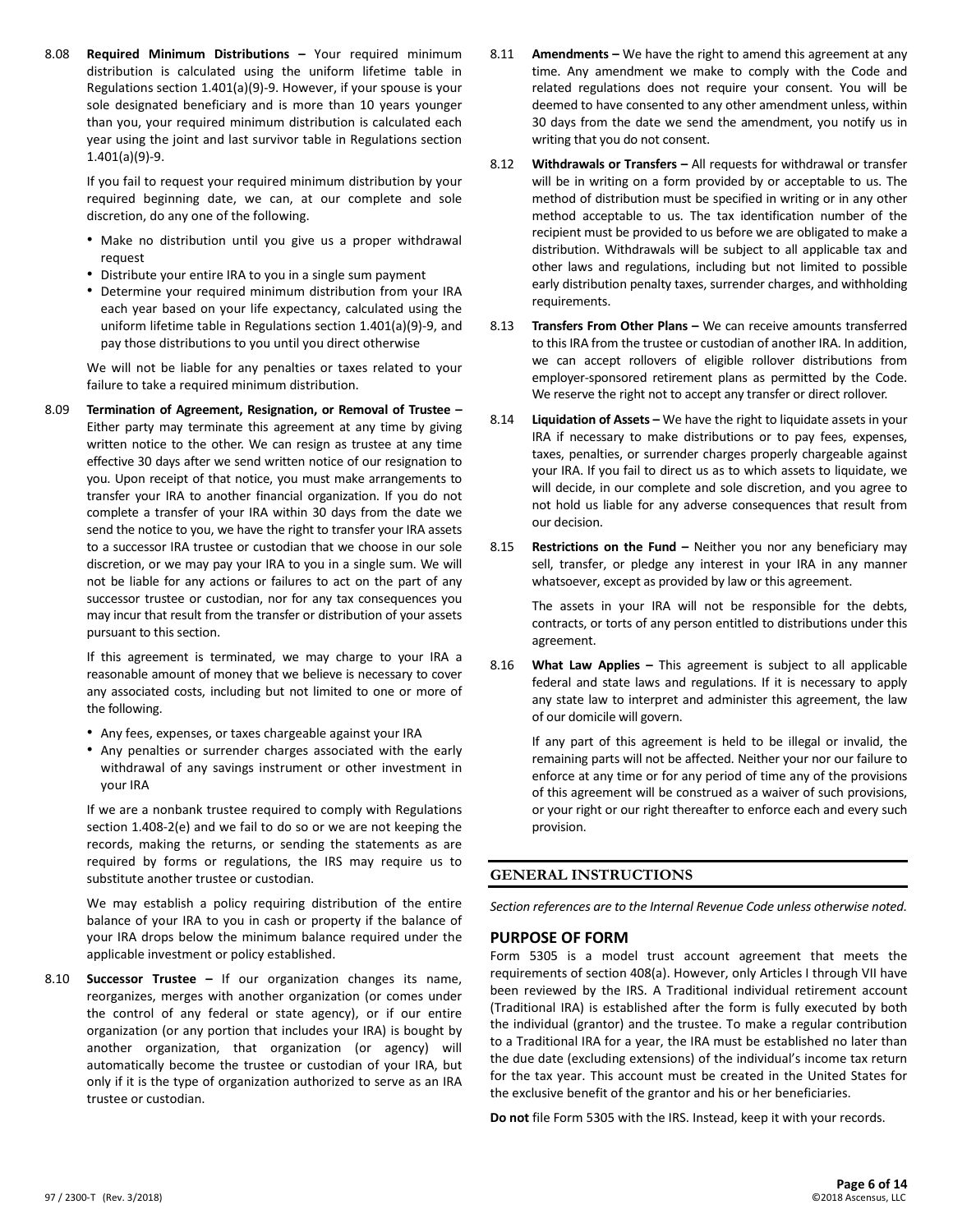8.08 **Required Minimum Distributions –** Your required minimum distribution is calculated using the uniform lifetime table in Regulations section 1.401(a)(9)-9. However, if your spouse is your sole designated beneficiary and is more than 10 years younger than you, your required minimum distribution is calculated each year using the joint and last survivor table in Regulations section 1.401(a)(9)-9.

If you fail to request your required minimum distribution by your required beginning date, we can, at our complete and sole discretion, do any one of the following.

- Make no distribution until you give us a proper withdrawal request
- Distribute your entire IRA to you in a single sum payment
- Determine your required minimum distribution from your IRA each year based on your life expectancy, calculated using the uniform lifetime table in Regulations section 1.401(a)(9)-9, and pay those distributions to you until you direct otherwise

We will not be liable for any penalties or taxes related to your failure to take a required minimum distribution.

8.09 **Termination of Agreement, Resignation, or Removal of Trustee –** Either party may terminate this agreement at any time by giving written notice to the other. We can resign as trustee at any time effective 30 days after we send written notice of our resignation to you. Upon receipt of that notice, you must make arrangements to transfer your IRA to another financial organization. If you do not complete a transfer of your IRA within 30 days from the date we send the notice to you, we have the right to transfer your IRA assets to a successor IRA trustee or custodian that we choose in our sole discretion, or we may pay your IRA to you in a single sum. We will not be liable for any actions or failures to act on the part of any successor trustee or custodian, nor for any tax consequences you may incur that result from the transfer or distribution of your assets pursuant to this section.

If this agreement is terminated, we may charge to your IRA a reasonable amount of money that we believe is necessary to cover any associated costs, including but not limited to one or more of the following.

- Any fees, expenses, or taxes chargeable against your IRA
- Any penalties or surrender charges associated with the early withdrawal of any savings instrument or other investment in your IRA

If we are a nonbank trustee required to comply with Regulations section 1.408-2(e) and we fail to do so or we are not keeping the records, making the returns, or sending the statements as are required by forms or regulations, the IRS may require us to substitute another trustee or custodian.

We may establish a policy requiring distribution of the entire balance of your IRA to you in cash or property if the balance of your IRA drops below the minimum balance required under the applicable investment or policy established.

8.10 **Successor Trustee –** If our organization changes its name, reorganizes, merges with another organization (or comes under the control of any federal or state agency), or if our entire organization (or any portion that includes your IRA) is bought by another organization, that organization (or agency) will automatically become the trustee or custodian of your IRA, but only if it is the type of organization authorized to serve as an IRA trustee or custodian.

8.11 **Amendments –** We have the right to amend this agreement at any time. Any amendment we make to comply with the Code and related regulations does not require your consent. You will be deemed to have consented to any other amendment unless, within 30 days from the date we send the amendment, you notify us in writing that you do not consent.

8.12 **Withdrawals or Transfers –** All requests for withdrawal or transfer will be in writing on a form provided by or acceptable to us. The method of distribution must be specified in writing or in any other method acceptable to us. The tax identification number of the recipient must be provided to us before we are obligated to make a distribution. Withdrawals will be subject to all applicable tax and other laws and regulations, including but not limited to possible early distribution penalty taxes, surrender charges, and withholding requirements.

8.13 **Transfers From Other Plans –** We can receive amounts transferred to this IRA from the trustee or custodian of another IRA. In addition, we can accept rollovers of eligible rollover distributions from employer-sponsored retirement plans as permitted by the Code. We reserve the right not to accept any transfer or direct rollover.

8.14 **Liquidation of Assets –** We have the right to liquidate assets in your IRA if necessary to make distributions or to pay fees, expenses, taxes, penalties, or surrender charges properly chargeable against your IRA. If you fail to direct us as to which assets to liquidate, we will decide, in our complete and sole discretion, and you agree to not hold us liable for any adverse consequences that result from our decision.

8.15 **Restrictions on the Fund –** Neither you nor any beneficiary may sell, transfer, or pledge any interest in your IRA in any manner whatsoever, except as provided by law or this agreement.

The assets in your IRA will not be responsible for the debts, contracts, or torts of any person entitled to distributions under this agreement.

8.16 **What Law Applies –** This agreement is subject to all applicable federal and state laws and regulations. If it is necessary to apply any state law to interpret and administer this agreement, the law of our domicile will govern.

If any part of this agreement is held to be illegal or invalid, the remaining parts will not be affected. Neither your nor our failure to enforce at any time or for any period of time any of the provisions of this agreement will be construed as a waiver of such provisions, or your right or our right thereafter to enforce each and every provision.

## GENERAL INSTRUCTIONS

*Section references are to the Internal Revenue Code unless otherwise noted.*

### PURPOSE OF FORM

Form 5305 is a model trust account agreement that meets the requirements of section 408(a). However, only Articles I through VII have been reviewed by the IRS. A Traditional individual retirement account (Traditional IRA) is established after the form is fully executed by both the individual (grantor) and the trustee. To make a regular contribution to a Traditional IRA for a year, the IRA must be established no later than the due date (excluding extensions) of the individual's income tax return for the tax year. This account must be created in the United States for the exclusive benefit of the grantor and his or her beneficiaries.

**Do not** file Form 5305 with the IRS. Instead, keep it with your records.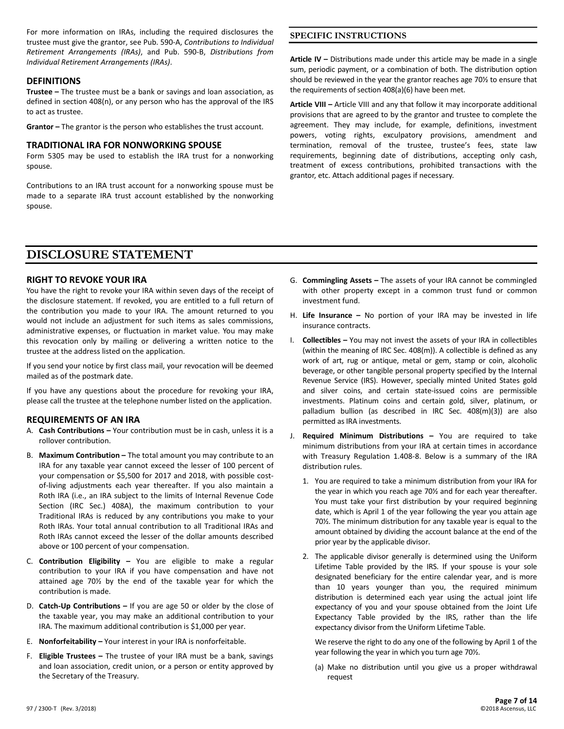For more information on IRAs, including the required disclosures the trustee must give the grantor, see Pub. 590-A, *Contributions to Individual Retirement Arrangements (IRAs)*, and Pub. 590-B, *Distributions from Individual Retirement Arrangements (IRAs)*.

### DEFINITIONS

**Trustee –** The trustee must be a bank or savings and loan association, as defined in section 408(n), or any person who has the approval of the IRS to act as trustee.

**Grantor –** The grantor is the person who establishes the trust account.

### TRADITIONAL IRA FOR NONWORKING SPOUSE

Form 5305 may be used to establish the IRA trust for a nonworking spouse.

Contributions to an IRA trust account for a nonworking spouse must be made to a separate IRA trust account established by the nonworking spouse.

### SPECIFIC INSTRUCTIONS

**Article IV –** Distributions made under this article may be made in a single sum, periodic payment, or a combination of both. The distribution option should be reviewed in the year the grantor reaches age 70½ to ensure that the requirements of section 408(a)(6) have been met.

**Article VIII –** Article VIII and any that follow it may incorporate additional provisions that are agreed to by the grantor and trustee to complete the agreement. They may include, for example, definitions, investment powers, voting rights, exculpatory provisions, amendment and termination, removal of the trustee, trustee's fees, state law requirements, beginning date of distributions, accepting only cash, treatment of excess contributions, prohibited transactions with the grantor, etc. Attach additional pages if necessary.

# DISCLOSURE STATEMENT

### RIGHT TO REVOKE YOUR IRA

You have the right to revoke your IRA within seven days of the receipt of the disclosure statement. If revoked, you are entitled to a full return of the contribution you made to your IRA. The amount returned to you would not include an adjustment for such items as sales commissions, administrative expenses, or fluctuation in market value. You may make this revocation only by mailing or delivering a written notice to the trustee at the address listed on the application.

If you send your notice by first class mail, your revocation will be deemed mailed as of the postmark date.

If you have any questions about the procedure for revoking your IRA, please call the trustee at the telephone number listed on the application.

### REQUIREMENTS OF AN IRA

A. **Cash Contributions –** Your contribution must be in cash, unless it is a rollover contribution.

B. **Maximum Contribution –** The total amount you may contribute to an IRA for any taxable year cannot exceed the lesser of 100 percent of your compensation or $5,500 for 2017 and 2018, with possible cost-of-living adjustments each year thereafter. If you also maintain a Roth IRA (i.e., an IRA subject to the limits of Internal Revenue Code Section (IRC Sec.) 408A), the maximum contribution to your Traditional IRAs is reduced by any contributions you make to your Roth IRAs. Your total annual contribution to all Traditional IRAs and Roth IRAs cannot exceed the lesser of the dollar amounts described above or 100 percent of your compensation.

C. **Contribution Eligibility –** You are eligible to make a regular contribution to your IRA if you have compensation and have not attained age 70½ by the end of the taxable year for which the contribution is made.

D. **Catch-Up Contributions –** If you are age 50 or older by the close of the taxable year, you may make an additional contribution to your IRA. The maximum additional contribution is $1,000 per year.

E. **Nonforfeitability –** Your interest in your IRA is nonforfeitable.

F. **Eligible Trustees –** The trustee of your IRA must be a bank, savings and loan association, credit union, or a person or entity approved by the Secretary of the Treasury.

G. **Commingling Assets –** The assets of your IRA cannot be commingled with other property except in a common trust fund or common investment fund.

H. **Life Insurance –** No portion of your IRA may be invested in life insurance contracts.

I. **Collectibles –** You may not invest the assets of your IRA in collectibles (within the meaning of IRC Sec. 408(m)). A collectible is defined as any work of art, rug or antique, metal or gem, stamp or coin, alcoholic beverage, or other tangible personal property specified by the Internal Revenue Service (IRS). However, specially minted United States gold and silver coins, and certain state-issued coins are permissible investments. Platinum coins and certain gold, silver, platinum, or palladium bullion (as described in IRC Sec. 408(m)(3)) are also permitted as IRA investments.

J. **Required Minimum Distributions –** You are required to take minimum distributions from your IRA at certain times in accordance with Treasury Regulation 1.408-8. Below is a summary of the IRA distribution rules.

   1. You are required to take a minimum distribution from your IRA for the year in which you reach age 70½ and for each year thereafter. You must take your first distribution by your required beginning date, which is April 1 of the year following the year you attain age 70½. The minimum distribution for any taxable year is equal to the amount obtained by dividing the account balance at the end of the prior year by the applicable divisor.

   2. The applicable divisor generally is determined using the Uniform Lifetime Table provided by the IRS. If your spouse is your sole designated beneficiary for the entire calendar year, and is more than 10 years younger than you, the required minimum distribution is determined each year using the actual joint life expectancy of you and your spouse obtained from the Joint Life Expectancy Table provided by the IRS, rather than the life expectancy divisor from the Uniform Lifetime Table.

      We reserve the right to do any one of the following by April 1 of the year following the year in which you turn age 70½.

      (a) Make no distribution until you give us a proper withdrawal request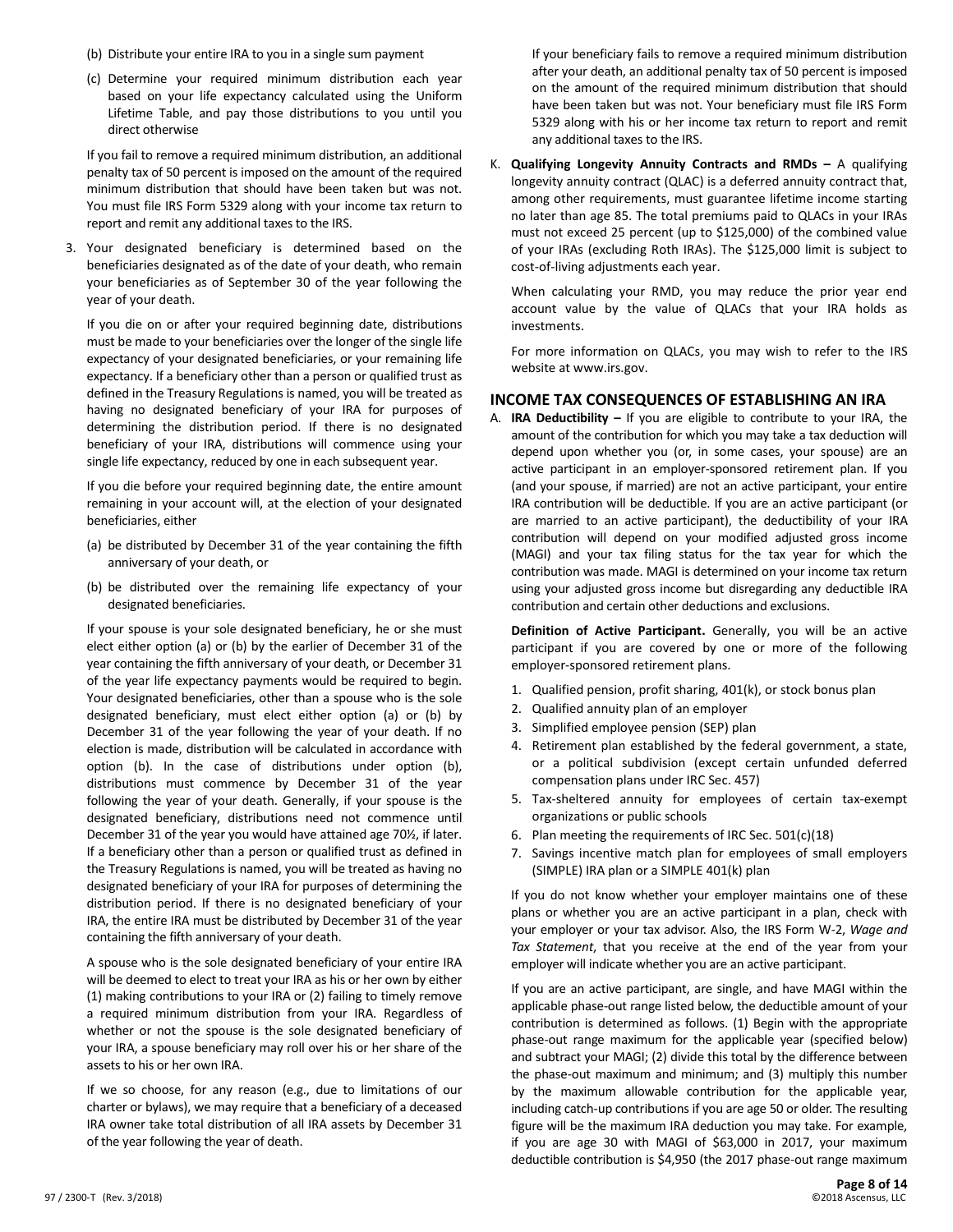(b) Distribute your entire IRA to you in a single sum payment

(c) Determine your required minimum distribution each year based on your life expectancy calculated using the Uniform Lifetime Table, and pay those distributions to you until you direct otherwise

If you fail to remove a required minimum distribution, an additional penalty tax of 50 percent is imposed on the amount of the required minimum distribution that should have been taken but was not. You must file IRS Form 5329 along with your income tax return to report and remit any additional taxes to the IRS.

3. Your designated beneficiary is determined based on the beneficiaries designated as of the date of your death, who remain your beneficiaries as of September 30 of the year following the year of your death.

   If you die on or after your required beginning date, distributions must be made to your beneficiaries over the longer of the single life expectancy of your designated beneficiaries, or your remaining life expectancy. If a beneficiary other than a person or qualified trust as defined in the Treasury Regulations is named, you will be treated as having no designated beneficiary of your IRA for purposes of determining the distribution period. If there is no designated beneficiary of your IRA, distributions will commence using your single life expectancy, reduced by one in each subsequent year.

   If you die before your required beginning date, the entire amount remaining in your account will, at the election of your designated beneficiaries, either

   (a) be distributed by December 31 of the year containing the fifth anniversary of your death, or

   (b) be distributed over the remaining life expectancy of your designated beneficiaries.

   If your spouse is your sole designated beneficiary, he or she must elect either option (a) or (b) by the earlier of December 31 of the year containing the fifth anniversary of your death, or December 31 of the year life expectancy payments would be required to begin. Your designated beneficiaries, other than a spouse who is the sole designated beneficiary, must elect either option (a) or (b) by December 31 of the year following the year of your death. If no election is made, distribution will be calculated in accordance with option (b). In the case of distributions under option (b), distributions must commence by December 31 of the year following the year of your death. Generally, if your spouse is the designated beneficiary, distributions need not commence until December 31 of the year you would have attained age 70½, if later. If a beneficiary other than a person or qualified trust as defined in the Treasury Regulations is named, you will be treated as having no designated beneficiary of your IRA for purposes of determining the distribution period. If there is no designated beneficiary of your IRA, the entire IRA must be distributed by December 31 of the year containing the fifth anniversary of your death.

   A spouse who is the sole designated beneficiary of your entire IRA will be deemed to elect to treat your IRA as his or her own by either (1) making contributions to your IRA or (2) failing to timely remove a required minimum distribution from your IRA. Regardless of whether or not the spouse is the sole designated beneficiary of your IRA, a spouse beneficiary may roll over his or her share of the assets to his or her own IRA.

   If we so choose, for any reason (e.g., due to limitations of our charter or bylaws), we may require that a beneficiary of a deceased IRA owner take total distribution of all IRA assets by December 31 of the year following the year of death.

   If your beneficiary fails to remove a required minimum distribution after your death, an additional penalty tax of 50 percent is imposed on the amount of the required minimum distribution that should have been taken but was not. Your beneficiary must file IRS Form 5329 along with his or her income tax return to report and remit any additional taxes to the IRS.

K. **Qualifying Longevity Annuity Contracts and RMDs –** A qualifying longevity annuity contract (QLAC) is a deferred annuity contract that, among other requirements, must guarantee lifetime income starting no later than age 85. The total premiums paid to QLACs in your IRAs must not exceed 25 percent (up to $125,000) of the combined value of your IRAs (excluding Roth IRAs). The $125,000 limit is subject to cost-of-living adjustments each year.

   When calculating your RMD, you may reduce the prior year end account value by the value of QLACs that your IRA holds as investments.

   For more information on QLACs, you may wish to refer to the IRS website at www.irs.gov.

## INCOME TAX CONSEQUENCES OF ESTABLISHING AN IRA

A. **IRA Deductibility –** If you are eligible to contribute to your IRA, the amount of the contribution for which you may take a tax deduction will depend upon whether you (or, in some cases, your spouse) are an active participant in an employer-sponsored retirement plan. If you (and your spouse, if married) are not an active participant, your entire IRA contribution will be deductible. If you are an active participant (or are married to an active participant), the deductibility of your IRA contribution will depend on your modified adjusted gross income (MAGI) and your tax filing status for the tax year for which the contribution was made. MAGI is determined on your income tax return using your adjusted gross income but disregarding any deductible IRA contribution and certain other deductions and exclusions.

   **Definition of Active Participant.** Generally, you will be an active participant if you are covered by one or more of the following employer-sponsored retirement plans.

   1. Qualified pension, profit sharing, 401(k), or stock bonus plan
   2. Qualified annuity plan of an employer
   3. Simplified employee pension (SEP) plan
   4. Retirement plan established by the federal government, a state, or a political subdivision (except certain unfunded deferred compensation plans under IRC Sec. 457)
   5. Tax-sheltered annuity for employees of certain tax-exempt organizations or public schools
   6. Plan meeting the requirements of IRC Sec. 501(c)(18)
   7. Savings incentive match plan for employees of small employers (SIMPLE) IRA plan or a SIMPLE 401(k) plan

   If you do not know whether your employer maintains one of these plans or whether you are an active participant in a plan, check with your employer or your tax advisor. Also, the IRS Form W-2, *Wage and Tax Statement*, that you receive at the end of the year from your employer will indicate whether you are an active participant.

   If you are an active participant, are single, and have MAGI within the applicable phase-out range listed below, the deductible amount of your contribution is determined as follows. (1) Begin with the appropriate phase-out range maximum for the applicable year (specified below) and subtract your MAGI; (2) divide this total by the difference between the phase-out maximum and minimum; and (3) multiply this number by the maximum allowable contribution for the applicable year, including catch-up contributions if you are age 50 or older. The resulting figure will be the maximum IRA deduction you may take. For example, if you are age 30 with MAGI of $63,000 in 2017, your maximum deductible contribution is $4,950 (the 2017 phase-out range maximum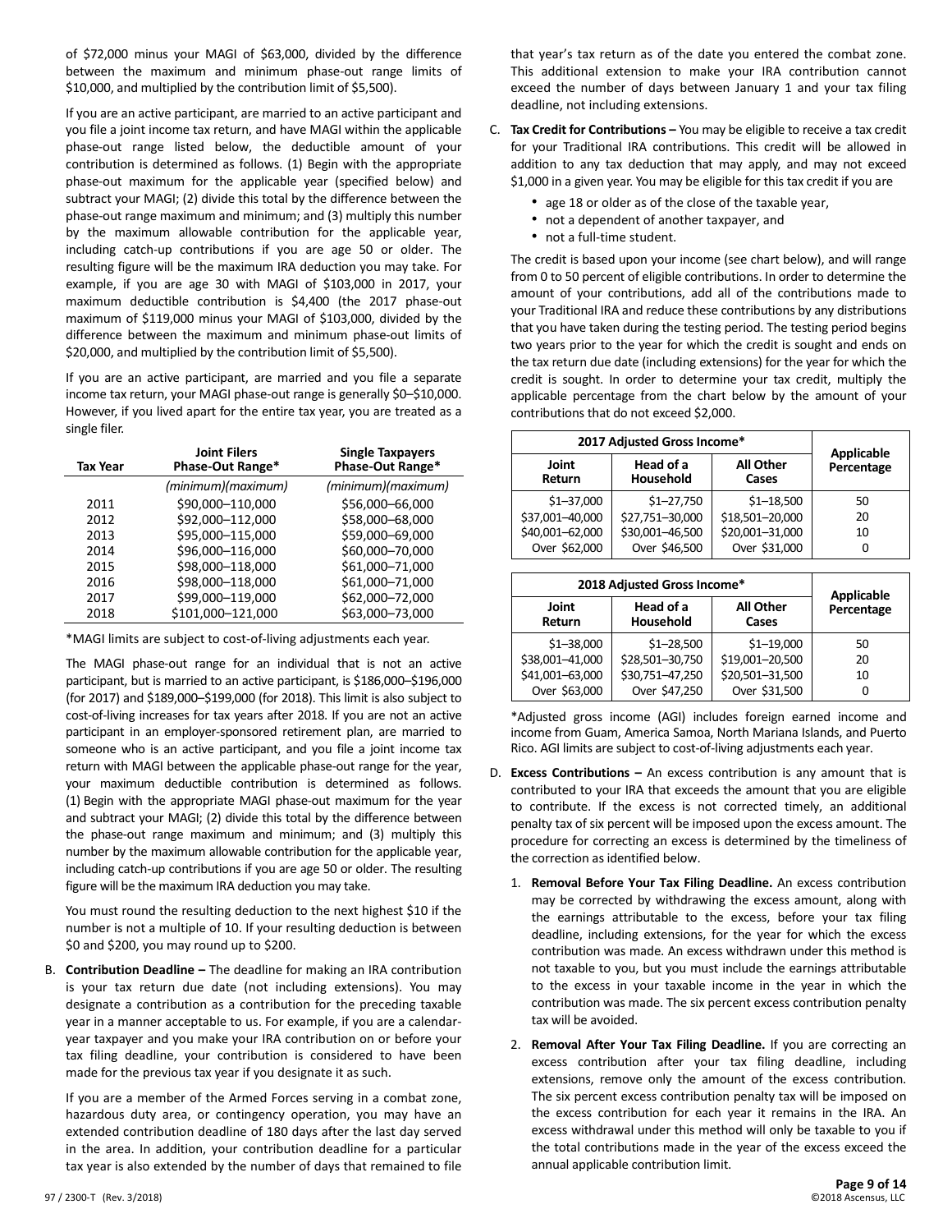of $72,000 minus your MAGI of $63,000, divided by the difference between the maximum and minimum phase-out range limits of $10,000, and multiplied by the contribution limit of $5,500).

If you are an active participant, are married to an active participant and you file a joint income tax return, and have MAGI within the applicable phase-out range listed below, the deductible amount of your contribution is determined as follows. (1) Begin with the appropriate phase-out maximum for the applicable year (specified below) and subtract your MAGI; (2) divide this total by the difference between the phase-out range maximum and minimum; and (3) multiply this number by the maximum allowable contribution for the applicable year, including catch-up contributions if you are age 50 or older. The resulting figure will be the maximum IRA deduction you may take. For example, if you are age 30 with MAGI of $103,000 in 2017, your maximum deductible contribution is $4,400 (the 2017 phase-out maximum of $119,000 minus your MAGI of $103,000, divided by the difference between the maximum and minimum phase-out limits of $20,000, and multiplied by the contribution limit of $5,500).

If you are an active participant, are married and you file a separate income tax return, your MAGI phase-out range is generally $0–$10,000. However, if you lived apart for the entire tax year, you are treated as a single filer.

| Tax Year | Joint Filers Phase-Out Range* | Single Taxpayers Phase-Out Range* |
|---|---|---|
| | *(minimum)(maximum)* | *(minimum)(maximum)* |
| 2011 | $90,000–110,000 | $56,000–66,000 |
| 2012 | $92,000–112,000 | $58,000–68,000 |
| 2013 | $95,000–115,000 | $59,000–69,000 |
| 2014 | $96,000–116,000 | $60,000–70,000 |
| 2015 | $98,000–118,000 | $61,000–71,000 |
| 2016 | $98,000–118,000 | $61,000–71,000 |
| 2017 | $99,000–119,000 | $62,000–72,000 |
| 2018 | $101,000–121,000 | $63,000–73,000 |

*MAGI limits are subject to cost-of-living adjustments each year.

The MAGI phase-out range for an individual that is not an active participant, but is married to an active participant, is $186,000–$196,000 (for 2017) and $189,000–$199,000 (for 2018). This limit is also subject to cost-of-living increases for tax years after 2018. If you are not an active participant in an employer-sponsored retirement plan, are married to someone who is an active participant, and you file a joint income tax return with MAGI between the applicable phase-out range for the year, your maximum deductible contribution is determined as follows. (1) Begin with the appropriate MAGI phase-out maximum for the year and subtract your MAGI; (2) divide this total by the difference between the phase-out range maximum and minimum; and (3) multiply this number by the maximum allowable contribution for the applicable year, including catch-up contributions if you are age 50 or older. The resulting figure will be the maximum IRA deduction you may take.

You must round the resulting deduction to the next highest $10 if the number is not a multiple of 10. If your resulting deduction is between $0 and $200, you may round up to $200.

B. **Contribution Deadline –** The deadline for making an IRA contribution is your tax return due date (not including extensions). You may designate a contribution as a contribution for the preceding taxable year in a manner acceptable to us. For example, if you are a calendar-year taxpayer and you make your IRA contribution on or before your tax filing deadline, your contribution is considered to have been made for the previous tax year if you designate it as such.

   If you are a member of the Armed Forces serving in a combat zone, hazardous duty area, or contingency operation, you may have an extended contribution deadline of 180 days after the last day served in the area. In addition, your contribution deadline for a particular tax year is also extended by the number of days that remained to file that year's tax return as of the date you entered the combat zone. This additional extension to make your IRA contribution cannot exceed the number of days between January 1 and your tax filing deadline, not including extensions.

C. **Tax Credit for Contributions –** You may be eligible to receive a tax credit for your Traditional IRA contributions. This credit will be allowed in addition to any tax deduction that may apply, and may not exceed $1,000 in a given year. You may be eligible for this tax credit if you are
   - age 18 or older as of the close of the taxable year,
   - not a dependent of another taxpayer, and
   - not a full-time student.

   The credit is based upon your income (see chart below), and will range from 0 to 50 percent of eligible contributions. In order to determine the amount of your contributions, add all of the contributions made to your Traditional IRA and reduce these contributions by any distributions that you have taken during the testing period. The testing period begins two years prior to the year for which the credit is sought and ends on the tax return due date (including extensions) for the year for which the credit is sought. In order to determine your tax credit, multiply the applicable percentage from the chart below by the amount of your contributions that do not exceed $2,000.

| 2017 Adjusted Gross Income* | | | Applicable Percentage |
|---|---|---|---|
| Joint Return | Head of a Household | All Other Cases | |
| $1–37,000 | $1–27,750 | $1–18,500 | 50 |
| $37,001–40,000 | $27,751–30,000 | $18,501–20,000 | 20 |
| $40,001–62,000 | $30,001–46,500 | $20,001–31,000 | 10 |
| Over $62,000 | Over $46,500 | Over $31,000 | 0 |

| 2018 Adjusted Gross Income* | | | Applicable Percentage |
|---|---|---|---|
| Joint Return | Head of a Household | All Other Cases | |
| $1–38,000 | $1–28,500 | $1–19,000 | 50 |
| $38,001–41,000 | $28,501–30,750 | $19,001–20,500 | 20 |
| $41,001–63,000 | $30,751–47,250 | $20,501–31,500 | 10 |
| Over $63,000 | Over $47,250 | Over $31,500 | 0 |

*Adjusted gross income (AGI) includes foreign earned income and income from Guam, America Samoa, North Mariana Islands, and Puerto Rico. AGI limits are subject to cost-of-living adjustments each year.

D. **Excess Contributions –** An excess contribution is any amount that is contributed to your IRA that exceeds the amount that you are eligible to contribute. If the excess is not corrected timely, an additional penalty tax of six percent will be imposed upon the excess amount. The procedure for correcting an excess is determined by the timeliness of the correction as identified below.

   1. **Removal Before Your Tax Filing Deadline.** An excess contribution may be corrected by withdrawing the excess amount, along with the earnings attributable to the excess, before your tax filing deadline, including extensions, for the year for which the excess contribution was made. An excess withdrawn under this method is not taxable to you, but you must include the earnings attributable to the excess in your taxable income in the year in which the contribution was made. The six percent excess contribution penalty tax will be avoided.

   2. **Removal After Your Tax Filing Deadline.** If you are correcting an excess contribution after your tax filing deadline, including extensions, remove only the amount of the excess contribution. The six percent excess contribution penalty tax will be imposed on the excess contribution for each year it remains in the IRA. An excess withdrawal under this method will only be taxable to you if the total contributions made in the year of the excess exceed the annual applicable contribution limit.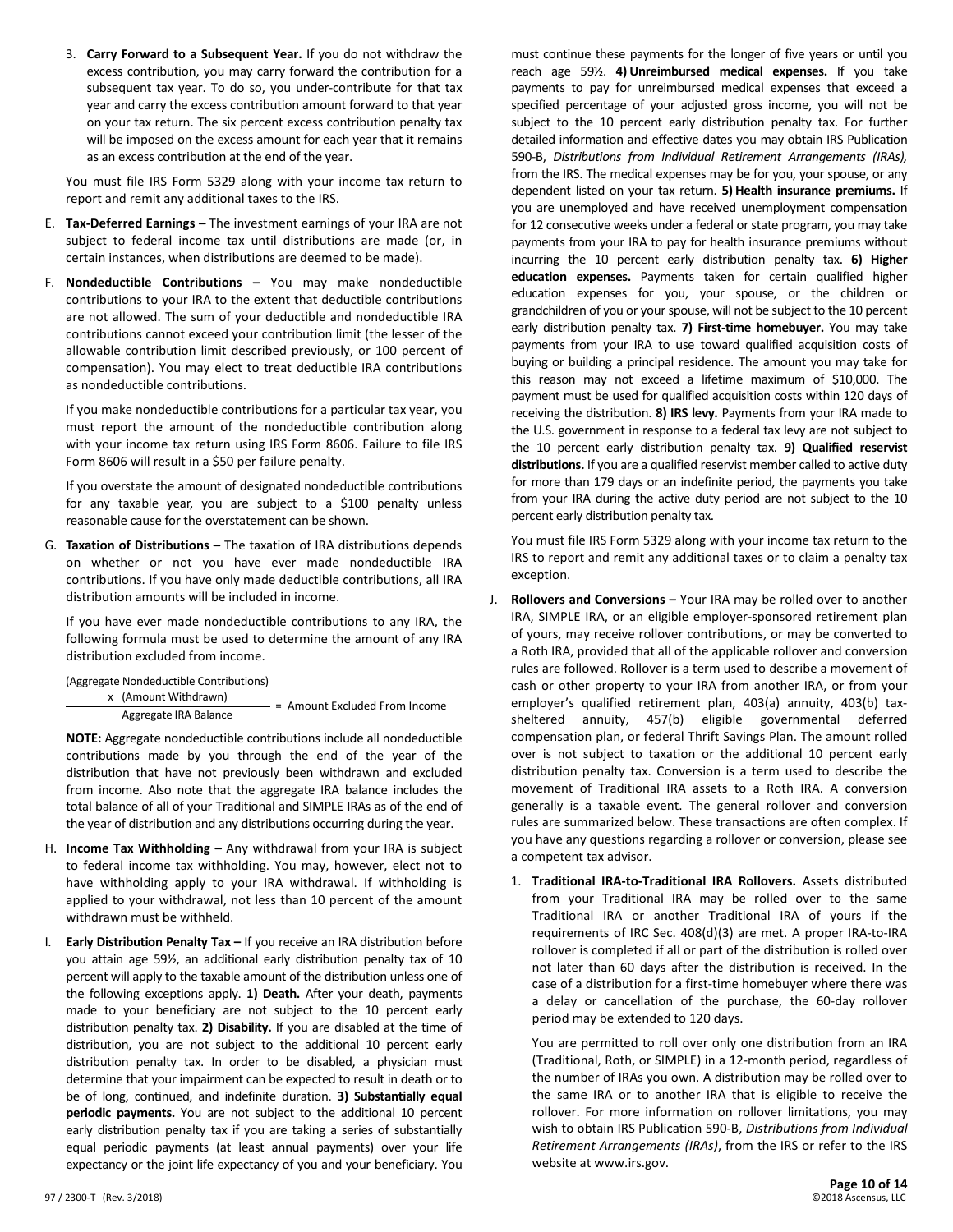3. **Carry Forward to a Subsequent Year.** If you do not withdraw the excess contribution, you may carry forward the contribution for a subsequent tax year. To do so, you under-contribute for that tax year and carry the excess contribution amount forward to that year on your tax return. The six percent excess contribution penalty tax will be imposed on the excess amount for each year that it remains as an excess contribution at the end of the year.

You must file IRS Form 5329 along with your income tax return to report and remit any additional taxes to the IRS.

E. **Tax-Deferred Earnings –** The investment earnings of your IRA are not subject to federal income tax until distributions are made (or, in certain instances, when distributions are deemed to be made).

F. **Nondeductible Contributions –** You may make nondeductible contributions to your IRA to the extent that deductible contributions are not allowed. The sum of your deductible and nondeductible IRA contributions cannot exceed your contribution limit (the lesser of the allowable contribution limit described previously, or 100 percent of compensation). You may elect to treat deductible IRA contributions as nondeductible contributions.

If you make nondeductible contributions for a particular tax year, you must report the amount of the nondeductible contribution along with your income tax return using IRS Form 8606. Failure to file IRS Form 8606 will result in a $50 per failure penalty.

If you overstate the amount of designated nondeductible contributions for any taxable year, you are subject to a $100 penalty unless reasonable cause for the overstatement can be shown.

G. **Taxation of Distributions –** The taxation of IRA distributions depends on whether or not you have ever made nondeductible IRA contributions. If you have only made deductible contributions, all IRA distribution amounts will be included in income.

If you have ever made nondeductible contributions to any IRA, the following formula must be used to determine the amount of any IRA distribution excluded from income.

$$\frac{\text{(Aggregate Nondeductible Contributions)} \times \text{(Amount Withdrawn)}}{\text{Aggregate IRA Balance}} = \text{Amount Excluded From Income}$$

**NOTE:** Aggregate nondeductible contributions include all nondeductible contributions made by you through the end of the year of the distribution that have not previously been withdrawn and excluded from income. Also note that the aggregate IRA balance includes the total balance of all of your Traditional and SIMPLE IRAs as of the end of the year of distribution and any distributions occurring during the year.

H. **Income Tax Withholding –** Any withdrawal from your IRA is subject to federal income tax withholding. You may, however, elect not to have withholding apply to your IRA withdrawal. If withholding is applied to your withdrawal, not less than 10 percent of the amount withdrawn must be withheld.

I. **Early Distribution Penalty Tax –** If you receive an IRA distribution before you attain age 59½, an additional early distribution penalty tax of 10 percent will apply to the taxable amount of the distribution unless one of the following exceptions apply. **1) Death.** After your death, payments made to your beneficiary are not subject to the 10 percent early distribution penalty tax. **2) Disability.** If you are disabled at the time of distribution, you are not subject to the additional 10 percent early distribution penalty tax. In order to be disabled, a physician must determine that your impairment can be expected to result in death or to be of long, continued, and indefinite duration. **3) Substantially equal periodic payments.** You are not subject to the additional 10 percent early distribution penalty tax if you are taking a series of substantially equal periodic payments (at least annual payments) over your life expectancy or the joint life expectancy of you and your beneficiary. You must continue these payments for the longer of five years or until you reach age 59½. **4) Unreimbursed medical expenses.** If you take payments to pay for unreimbursed medical expenses that exceed a specified percentage of your adjusted gross income, you will not be subject to the 10 percent early distribution penalty tax. For further detailed information and effective dates you may obtain IRS Publication 590-B, *Distributions from Individual Retirement Arrangements (IRAs),* from the IRS. The medical expenses may be for you, your spouse, or any dependent listed on your tax return. **5) Health insurance premiums.** If you are unemployed and have received unemployment compensation for 12 consecutive weeks under a federal or state program, you may take payments from your IRA to pay for health insurance premiums without incurring the 10 percent early distribution penalty tax. **6) Higher education expenses.** Payments taken for certain qualified higher education expenses for you, your spouse, or the children or grandchildren of you or your spouse, will not be subject to the 10 percent early distribution penalty tax. **7) First-time homebuyer.** You may take payments from your IRA to use toward qualified acquisition costs of buying or building a principal residence. The amount you may take for this reason may not exceed a lifetime maximum of $10,000. The payment must be used for qualified acquisition costs within 120 days of receiving the distribution. **8) IRS levy.** Payments from your IRA made to the U.S. government in response to a federal tax levy are not subject to the 10 percent early distribution penalty tax. **9) Qualified reservist distributions.** If you are a qualified reservist member called to active duty for more than 179 days or an indefinite period, the payments you take from your IRA during the active duty period are not subject to the 10 percent early distribution penalty tax.

You must file IRS Form 5329 along with your income tax return to the IRS to report and remit any additional taxes or to claim a penalty tax exception.

J. **Rollovers and Conversions –** Your IRA may be rolled over to another IRA, SIMPLE IRA, or an eligible employer-sponsored retirement plan of yours, may receive rollover contributions, or may be converted to a Roth IRA, provided that all of the applicable rollover and conversion rules are followed. Rollover is a term used to describe a movement of cash or other property to your IRA from another IRA, or from your employer's qualified retirement plan, 403(a) annuity, 403(b) tax-sheltered annuity, 457(b) eligible governmental deferred compensation plan, or federal Thrift Savings Plan. The amount rolled over is not subject to taxation or the additional 10 percent early distribution penalty tax. Conversion is a term used to describe the movement of Traditional IRA assets to a Roth IRA. A conversion generally is a taxable event. The general rollover and conversion rules are summarized below. These transactions are often complex. If you have any questions regarding a rollover or conversion, please see a competent tax advisor.

1. **Traditional IRA-to-Traditional IRA Rollovers.** Assets distributed from your Traditional IRA may be rolled over to the same Traditional IRA or another Traditional IRA of yours if the requirements of IRC Sec. 408(d)(3) are met. A proper IRA-to-IRA rollover is completed if all or part of the distribution is rolled over not later than 60 days after the distribution is received. In the case of a distribution for a first-time homebuyer where there was a delay or cancellation of the purchase, the 60-day rollover period may be extended to 120 days.

   You are permitted to roll over only one distribution from an IRA (Traditional, Roth, or SIMPLE) in a 12-month period, regardless of the number of IRAs you own. A distribution may be rolled over to the same IRA or to another IRA that is eligible to receive the rollover. For more information on rollover limitations, you may wish to obtain IRS Publication 590-B, *Distributions from Individual Retirement Arrangements (IRAs)*, from the IRS or refer to the IRS website at www.irs.gov.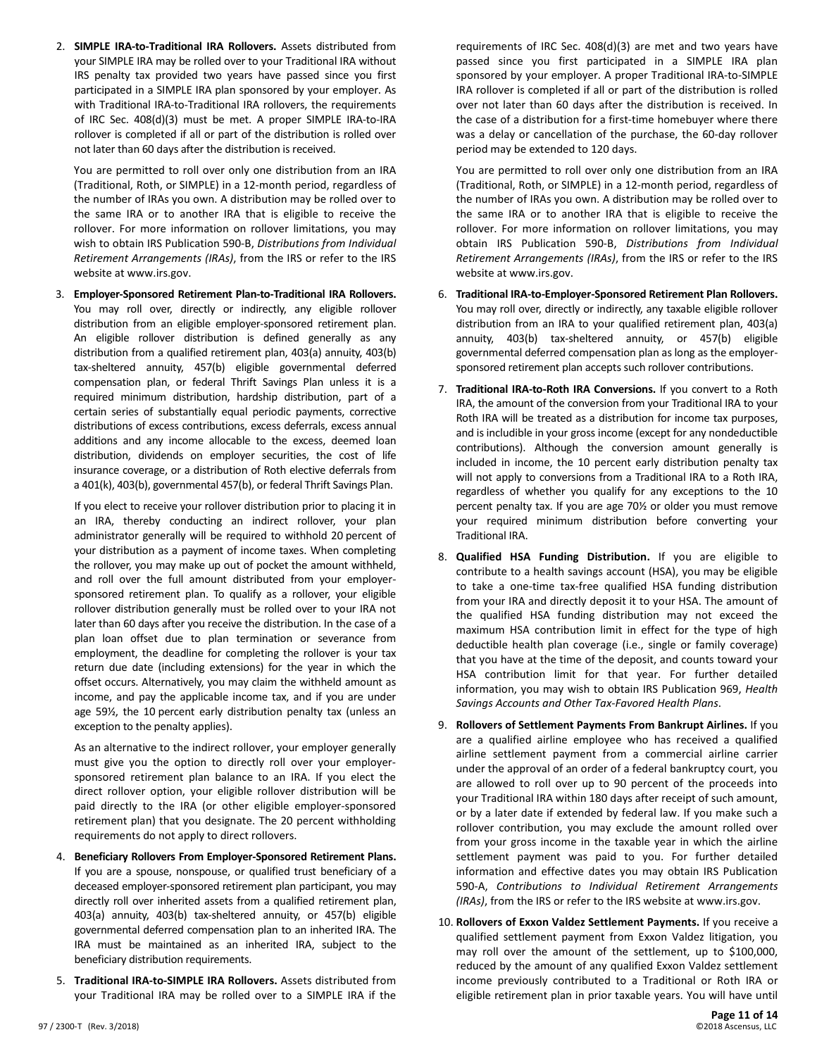2. **SIMPLE IRA-to-Traditional IRA Rollovers.** Assets distributed from your SIMPLE IRA may be rolled over to your Traditional IRA without IRS penalty tax provided two years have passed since you first participated in a SIMPLE IRA plan sponsored by your employer. As with Traditional IRA-to-Traditional IRA rollovers, the requirements of IRC Sec. 408(d)(3) must be met. A proper SIMPLE IRA-to-IRA rollover is completed if all or part of the distribution is rolled over not later than 60 days after the distribution is received.

   You are permitted to roll over only one distribution from an IRA (Traditional, Roth, or SIMPLE) in a 12-month period, regardless of the number of IRAs you own. A distribution may be rolled over to the same IRA or to another IRA that is eligible to receive the rollover. For more information on rollover limitations, you may wish to obtain IRS Publication 590-B, *Distributions from Individual Retirement Arrangements (IRAs)*, from the IRS or refer to the IRS website at www.irs.gov.

3. **Employer-Sponsored Retirement Plan-to-Traditional IRA Rollovers.** You may roll over, directly or indirectly, any eligible rollover distribution from an eligible employer-sponsored retirement plan. An eligible rollover distribution is defined generally as any distribution from a qualified retirement plan, 403(a) annuity, 403(b) tax-sheltered annuity, 457(b) eligible governmental deferred compensation plan, or federal Thrift Savings Plan unless it is a required minimum distribution, hardship distribution, part of a certain series of substantially equal periodic payments, corrective distributions of excess contributions, excess deferrals, excess annual additions and any income allocable to the excess, deemed loan distribution, dividends on employer securities, the cost of life insurance coverage, or a distribution of Roth elective deferrals from a 401(k), 403(b), governmental 457(b), or federal Thrift Savings Plan.

   If you elect to receive your rollover distribution prior to placing it in an IRA, thereby conducting an indirect rollover, your plan administrator generally will be required to withhold 20 percent of your distribution as a payment of income taxes. When completing the rollover, you may make up out of pocket the amount withheld, and roll over the full amount distributed from your employer-sponsored retirement plan. To qualify as a rollover, your eligible rollover distribution generally must be rolled over to your IRA not later than 60 days after you receive the distribution. In the case of a plan loan offset due to plan termination or severance from employment, the deadline for completing the rollover is your tax return due date (including extensions) for the year in which the offset occurs. Alternatively, you may claim the withheld amount as income, and pay the applicable income tax, and if you are under age 59½, the 10 percent early distribution penalty tax (unless an exception to the penalty applies).

   As an alternative to the indirect rollover, your employer generally must give you the option to directly roll over your employer-sponsored retirement plan balance to an IRA. If you elect the direct rollover option, your eligible rollover distribution will be paid directly to the IRA (or other eligible employer-sponsored retirement plan) that you designate. The 20 percent withholding requirements do not apply to direct rollovers.

4. **Beneficiary Rollovers From Employer-Sponsored Retirement Plans.** If you are a spouse, nonspouse, or qualified trust beneficiary of a deceased employer-sponsored retirement plan participant, you may directly roll over inherited assets from a qualified retirement plan, 403(a) annuity, 403(b) tax-sheltered annuity, or 457(b) eligible governmental deferred compensation plan to an inherited IRA. The IRA must be maintained as an inherited IRA, subject to the beneficiary distribution requirements.

5. **Traditional IRA-to-SIMPLE IRA Rollovers.** Assets distributed from your Traditional IRA may be rolled over to a SIMPLE IRA if the requirements of IRC Sec. 408(d)(3) are met and two years have passed since you first participated in a SIMPLE IRA plan sponsored by your employer. A proper Traditional IRA-to-SIMPLE IRA rollover is completed if all or part of the distribution is rolled over not later than 60 days after the distribution is received. In the case of a distribution for a first-time homebuyer where there was a delay or cancellation of the purchase, the 60-day rollover period may be extended to 120 days.

   You are permitted to roll over only one distribution from an IRA (Traditional, Roth, or SIMPLE) in a 12-month period, regardless of the number of IRAs you own. A distribution may be rolled over to the same IRA or to another IRA that is eligible to receive the rollover. For more information on rollover limitations, you may obtain IRS Publication 590-B, *Distributions from Individual Retirement Arrangements (IRAs)*, from the IRS or refer to the IRS website at www.irs.gov.

6. **Traditional IRA-to-Employer-Sponsored Retirement Plan Rollovers.** You may roll over, directly or indirectly, any taxable eligible rollover distribution from an IRA to your qualified retirement plan, 403(a) annuity, 403(b) tax-sheltered annuity, or 457(b) eligible governmental deferred compensation plan as long as the employer-sponsored retirement plan accepts such rollover contributions.

7. **Traditional IRA-to-Roth IRA Conversions.** If you convert to a Roth IRA, the amount of the conversion from your Traditional IRA to your Roth IRA will be treated as a distribution for income tax purposes, and is includible in your gross income (except for any nondeductible contributions). Although the conversion amount generally is included in income, the 10 percent early distribution penalty tax will not apply to conversions from a Traditional IRA to a Roth IRA, regardless of whether you qualify for any exceptions to the 10 percent penalty tax. If you are age 70½ or older you must remove your required minimum distribution before converting your Traditional IRA.

8. **Qualified HSA Funding Distribution.** If you are eligible to contribute to a health savings account (HSA), you may be eligible to take a one-time tax-free qualified HSA funding distribution from your IRA and directly deposit it to your HSA. The amount of the qualified HSA funding distribution may not exceed the maximum HSA contribution limit in effect for the type of high deductible health plan coverage (i.e., single or family coverage) that you have at the time of the deposit, and counts toward your HSA contribution limit for that year. For further detailed information, you may wish to obtain IRS Publication 969, *Health Savings Accounts and Other Tax-Favored Health Plans*.

9. **Rollovers of Settlement Payments From Bankrupt Airlines.** If you are a qualified airline employee who has received a qualified airline settlement payment from a commercial airline carrier under the approval of an order of a federal bankruptcy court, you are allowed to roll over up to 90 percent of the proceeds into your Traditional IRA within 180 days after receipt of such amount, or by a later date if extended by federal law. If you make such a rollover contribution, you may exclude the amount rolled over from your gross income in the taxable year in which the airline settlement payment was paid to you. For further detailed information and effective dates you may obtain IRS Publication 590-A, *Contributions to Individual Retirement Arrangements (IRAs)*, from the IRS or refer to the IRS website at www.irs.gov.

10. **Rollovers of Exxon Valdez Settlement Payments.** If you receive a qualified settlement payment from Exxon Valdez litigation, you may roll over the amount of the settlement, up to $100,000, reduced by the amount of any qualified Exxon Valdez settlement income previously contributed to a Traditional or Roth IRA or eligible retirement plan in prior taxable years. You will have until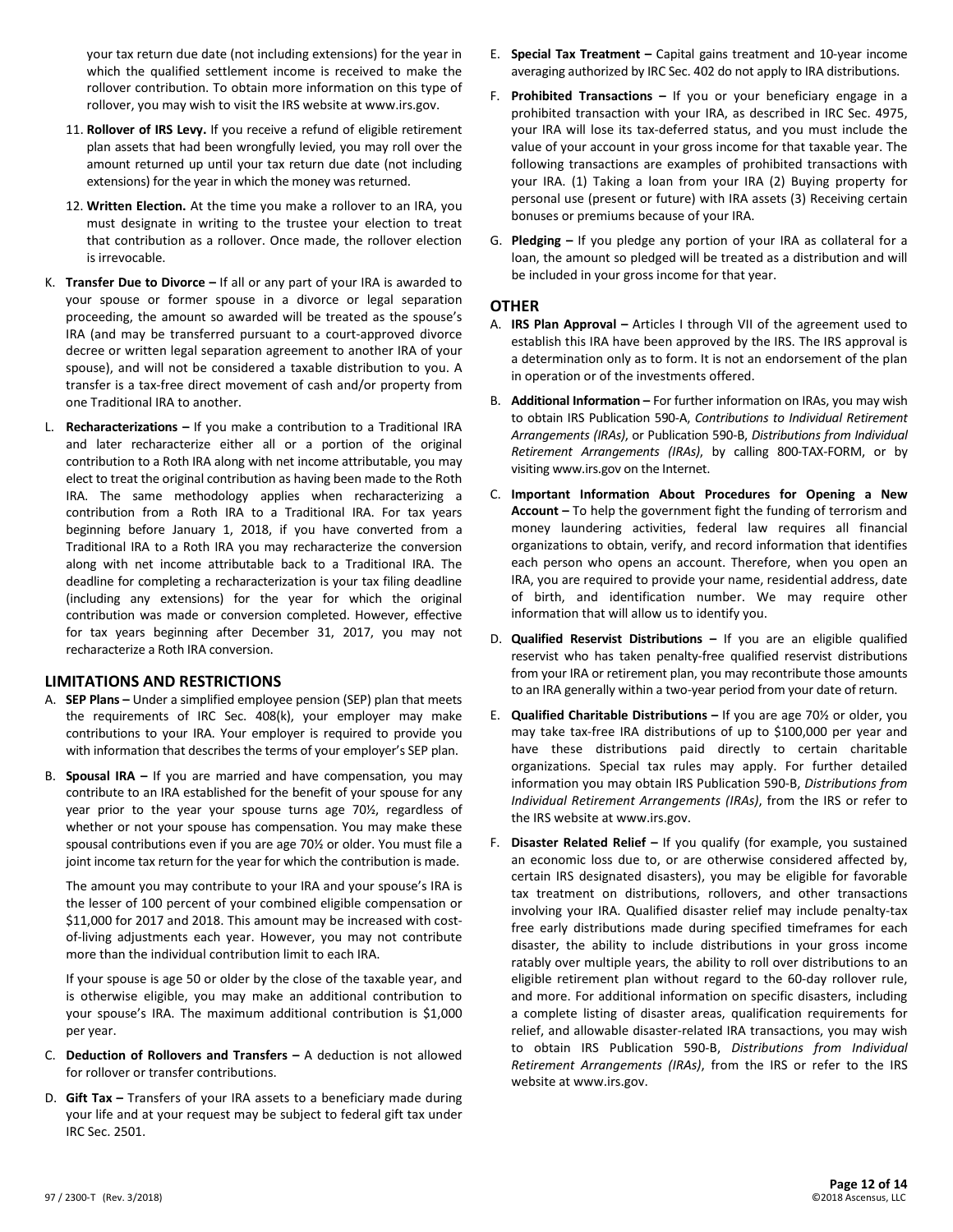your tax return due date (not including extensions) for the year in which the qualified settlement income is received to make the rollover contribution. To obtain more information on this type of rollover, you may wish to visit the IRS website at www.irs.gov.

11. **Rollover of IRS Levy.** If you receive a refund of eligible retirement plan assets that had been wrongfully levied, you may roll over the amount returned up until your tax return due date (not including extensions) for the year in which the money was returned.

12. **Written Election.** At the time you make a rollover to an IRA, you must designate in writing to the trustee your election to treat that contribution as a rollover. Once made, the rollover election is irrevocable.

K. **Transfer Due to Divorce –** If all or any part of your IRA is awarded to your spouse or former spouse in a divorce or legal separation proceeding, the amount so awarded will be treated as the spouse's IRA (and may be transferred pursuant to a court-approved divorce decree or written legal separation agreement to another IRA of your spouse), and will not be considered a taxable distribution to you. A transfer is a tax-free direct movement of cash and/or property from one Traditional IRA to another.

L. **Recharacterizations –** If you make a contribution to a Traditional IRA and later recharacterize either all or a portion of the original contribution to a Roth IRA along with net income attributable, you may elect to treat the original contribution as having been made to the Roth IRA. The same methodology applies when recharacterizing a contribution from a Roth IRA to a Traditional IRA. For tax years beginning before January 1, 2018, if you have converted from a Traditional IRA to a Roth IRA you may recharacterize the conversion along with net income attributable back to a Traditional IRA. The deadline for completing a recharacterization is your tax filing deadline (including any extensions) for the year for which the original contribution was made or conversion completed. However, effective for tax years beginning after December 31, 2017, you may not recharacterize a Roth IRA conversion.

## LIMITATIONS AND RESTRICTIONS

A. **SEP Plans –** Under a simplified employee pension (SEP) plan that meets the requirements of IRC Sec. 408(k), your employer may make contributions to your IRA. Your employer is required to provide you with information that describes the terms of your employer's SEP plan.

B. **Spousal IRA –** If you are married and have compensation, you may contribute to an IRA established for the benefit of your spouse for any year prior to the year your spouse turns age 70½, regardless of whether or not your spouse has compensation. You may make these spousal contributions even if you are age 70½ or older. You must file a joint income tax return for the year for which the contribution is made.

   The amount you may contribute to your IRA and your spouse's IRA is the lesser of 100 percent of your combined eligible compensation or $11,000 for 2017 and 2018. This amount may be increased with cost-of-living adjustments each year. However, you may not contribute more than the individual contribution limit to each IRA.

   If your spouse is age 50 or older by the close of the taxable year, and is otherwise eligible, you may make an additional contribution to your spouse's IRA. The maximum additional contribution is $1,000 per year.

C. **Deduction of Rollovers and Transfers –** A deduction is not allowed for rollover or transfer contributions.

D. **Gift Tax –** Transfers of your IRA assets to a beneficiary made during your life and at your request may be subject to federal gift tax under IRC Sec. 2501.

E. **Special Tax Treatment –** Capital gains treatment and 10-year income averaging authorized by IRC Sec. 402 do not apply to IRA distributions.

F. **Prohibited Transactions –** If you or your beneficiary engage in a prohibited transaction with your IRA, as described in IRC Sec. 4975, your IRA will lose its tax-deferred status, and you must include the value of your account in your gross income for that taxable year. The following transactions are examples of prohibited transactions with your IRA. (1) Taking a loan from your IRA (2) Buying property for personal use (present or future) with IRA assets (3) Receiving certain bonuses or premiums because of your IRA.

G. **Pledging –** If you pledge any portion of your IRA as collateral for a loan, the amount so pledged will be treated as a distribution and will be included in your gross income for that year.

## OTHER

A. **IRS Plan Approval –** Articles I through VII of the agreement used to establish this IRA have been approved by the IRS. The IRS approval is a determination only as to form. It is not an endorsement of the plan in operation or of the investments offered.

B. **Additional Information –** For further information on IRAs, you may wish to obtain IRS Publication 590-A, *Contributions to Individual Retirement Arrangements (IRAs)*, or Publication 590-B, *Distributions from Individual Retirement Arrangements (IRAs)*, by calling 800-TAX-FORM, or by visiting www.irs.gov on the Internet.

C. **Important Information About Procedures for Opening a New Account –** To help the government fight the funding of terrorism and money laundering activities, federal law requires all financial organizations to obtain, verify, and record information that identifies each person who opens an account. Therefore, when you open an IRA, you are required to provide your name, residential address, date of birth, and identification number. We may require other information that will allow us to identify you.

D. **Qualified Reservist Distributions –** If you are an eligible qualified reservist who has taken penalty-free qualified reservist distributions from your IRA or retirement plan, you may recontribute those amounts to an IRA generally within a two-year period from your date of return.

E. **Qualified Charitable Distributions –** If you are age 70½ or older, you may take tax-free IRA distributions of up to $100,000 per year and have these distributions paid directly to certain charitable organizations. Special tax rules may apply. For further detailed information you may obtain IRS Publication 590-B, *Distributions from Individual Retirement Arrangements (IRAs)*, from the IRS or refer to the IRS website at www.irs.gov.

F. **Disaster Related Relief –** If you qualify (for example, you sustained an economic loss due to, or are otherwise considered affected by, certain IRS designated disasters), you may be eligible for favorable tax treatment on distributions, rollovers, and other transactions involving your IRA. Qualified disaster relief may include penalty-tax free early distributions made during specified timeframes for each disaster, the ability to include distributions in your gross income ratably over multiple years, the ability to roll over distributions to an eligible retirement plan without regard to the 60-day rollover rule, and more. For additional information on specific disasters, including a complete listing of disaster areas, qualification requirements for relief, and allowable disaster-related IRA transactions, you may wish to obtain IRS Publication 590-B, *Distributions from Individual Retirement Arrangements (IRAs)*, from the IRS or refer to the IRS website at www.irs.gov.

97 / 2300-T (Rev. 3/2018)

©2018 Ascensus, LLC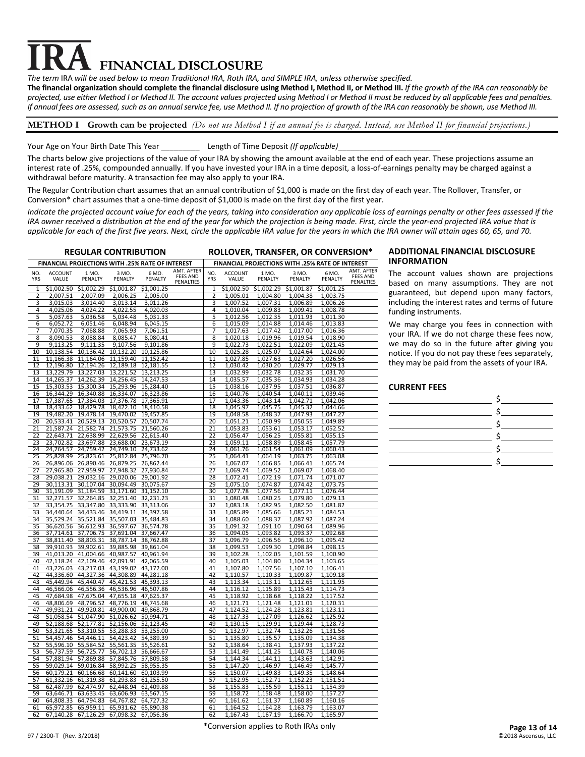# IRA FINANCIAL DISCLOSURE

*The term* IRA *will be used below to mean Traditional IRA, Roth IRA, and SIMPLE IRA, unless otherwise specified.*

**The financial organization should complete the financial disclosure using Method I, Method II, or Method III.** *If the growth of the IRA can reasonably be projected, use either Method I or Method II. The account values projected using Method I or Method II must be reduced by all applicable fees and penalties. If annual fees are assessed, such as an annual service fee, use Method II. If no projection of growth of the IRA can reasonably be shown, use Method III.*

## METHOD I Growth can be projected *(Do not use Method I if an annual fee is charged. Instead, use Method II for financial projections.)*

Your Age on Your Birth Date This Year _________ Length of Time Deposit *(If applicable)*________________________

The charts below give projections of the value of your IRA by showing the amount available at the end of each year. These projections assume an interest rate of .25%, compounded annually. If you have invested your IRA in a time deposit, a loss-of-earnings penalty may be charged against a withdrawal before maturity. A transaction fee may also apply to your IRA.

The Regular Contribution chart assumes that an annual contribution of $1,000 is made on the first day of each year. The Rollover, Transfer, or Conversion* chart assumes that a one-time deposit of $1,000 is made on the first day of the first year.

*Indicate the projected account value for each of the years, taking into consideration any applicable loss of earnings penalty or other fees assessed if the IRA owner received a distribution at the end of the year for which the projection is being made. First, circle the year-end projected IRA value that is applicable for each of the first five years. Next, circle the applicable IRA value for the years in which the IRA owner will attain ages 60, 65, and 70.*

### REGULAR CONTRIBUTION

| FINANCIAL PROJECTIONS WITH .25% RATE OF INTEREST | | | | | |
|---|---|---|---|---|---|
| NO. YRS | ACCOUNT VALUE | 1 MO. PENALTY | 3 MO. PENALTY | 6 MO. PENALTY | AMT. AFTER FEES AND PENALTIES |
| 1 | $1,002.50 | $1,002.29 | $1,001.87 | $1,001.25 | |
| 2 | 2,007.51 | 2,007.09 | 2,006.25 | 2,005.00 | |
| 3 | 3,015.03 | 3,014.40 | 3,013.14 | 3,011.26 | |
| 4 | 4,025.06 | 4,024.22 | 4,022.55 | 4,020.03 | |
| 5 | 5,037.63 | 5,036.58 | 5,034.48 | 5,031.33 | |
| 6 | 6,052.72 | 6,051.46 | 6,048.94 | 6,045.15 | |
| 7 | 7,070.35 | 7,068.88 | 7,065.93 | 7,061.51 | |
| 8 | 8,090.53 | 8,088.84 | 8,085.47 | 8,080.41 | |
| 9 | 9,113.25 | 9,111.35 | 9,107.56 | 9,101.86 | |
| 10 | 10,138.54 | 10,136.42 | 10,132.20 | 10,125.86 | |
| 11 | 11,166.38 | 11,164.06 | 11,159.40 | 11,152.42 | |
| 12 | 12,196.80 | 12,194.26 | 12,189.18 | 12,181.55 | |
| 13 | 13,229.79 | 13,227.03 | 13,221.52 | 13,213.25 | |
| 14 | 14,265.37 | 14,262.39 | 14,256.45 | 14,247.53 | |
| 15 | 15,303.53 | 15,300.34 | 15,293.96 | 15,284.40 | |
| 16 | 16,344.29 | 16,340.88 | 16,334.07 | 16,323.86 | |
| 17 | 17,387.65 | 17,384.03 | 17,376.78 | 17,365.91 | |
| 18 | 18,433.62 | 18,429.78 | 18,422.10 | 18,410.58 | |
| 19 | 19,482.20 | 19,478.14 | 19,470.02 | 19,457.85 | |
| 20 | 20,533.41 | 20,529.13 | 20,520.57 | 20,507.74 | |
| 21 | 21,587.24 | 21,582.74 | 21,573.75 | 21,560.26 | |
| 22 | 22,643.71 | 22,638.99 | 22,629.56 | 22,615.40 | |
| 23 | 23,702.82 | 23,697.88 | 23,688.00 | 23,673.19 | |
| 24 | 24,764.57 | 24,759.42 | 24,749.10 | 24,733.62 | |
| 25 | 25,828.99 | 25,823.61 | 25,812.84 | 25,796.70 | |
| 26 | 26,896.06 | 26,890.46 | 26,879.25 | 26,862.44 | |
| 27 | 27,965.80 | 27,959.97 | 27,948.32 | 27,930.84 | |
| 28 | 29,038.21 | 29,032.16 | 29,020.06 | 29,001.92 | |
| 29 | 30,113.31 | 30,107.04 | 30,094.49 | 30,075.67 | |
| 30 | 31,191.09 | 31,184.59 | 31,171.60 | 31,152.10 | |
| 31 | 32,271.57 | 32,264.85 | 32,251.40 | 32,231.23 | |
| 32 | 33,354.75 | 33,347.80 | 33,333.90 | 33,313.06 | |
| 33 | 34,440.64 | 34,433.46 | 34,419.11 | 34,397.58 | |
| 34 | 35,529.24 | 35,521.84 | 35,507.03 | 35,484.83 | |
| 35 | 36,620.56 | 36,612.93 | 36,597.67 | 36,574.78 | |
| 36 | 37,714.61 | 37,706.75 | 37,691.04 | 37,667.47 | |
| 37 | 38,811.40 | 38,803.31 | 38,787.14 | 38,762.88 | |
| 38 | 39,910.93 | 39,902.61 | 39,885.98 | 39,861.04 | |
| 39 | 41,013.20 | 41,004.66 | 40,987.57 | 40,961.94 | |
| 40 | 42,118.24 | 42,109.46 | 42,091.91 | 42,065.59 | |
| 41 | 43,226.03 | 43,217.03 | 43,199.02 | 43,172.00 | |
| 42 | 44,336.60 | 44,327.36 | 44,308.89 | 44,281.18 | |
| 43 | 45,449.94 | 45,440.47 | 45,421.53 | 45,393.13 | |
| 44 | 46,566.06 | 46,556.36 | 46,536.96 | 46,507.86 | |
| 45 | 47,684.98 | 47,675.04 | 47,655.18 | 47,625.37 | |
| 46 | 48,806.69 | 48,796.52 | 48,776.19 | 48,745.68 | |
| 47 | 49,931.21 | 49,920.81 | 49,900.00 | 49,868.79 | |
| 48 | 51,058.54 | 51,047.90 | 51,026.62 | 50,994.71 | |
| 49 | 52,188.68 | 52,177.81 | 52,156.06 | 52,123.45 | |
| 50 | 53,321.65 | 53,310.55 | 53,288.33 | 53,255.00 | |
| 51 | 54,457.46 | 54,446.11 | 54,423.42 | 54,389.39 | |
| 52 | 55,596.10 | 55,584.52 | 55,561.35 | 55,526.61 | |
| 53 | 56,737.59 | 56,725.77 | 56,702.13 | 56,666.67 | |
| 54 | 57,881.94 | 57,869.88 | 57,845.76 | 57,809.58 | |
| 55 | 59,029.14 | 59,016.84 | 58,992.25 | 58,955.35 | |
| 56 | 60,179.21 | 60,166.68 | 60,141.60 | 60,103.99 | |
| 57 | 61,332.16 | 61,319.38 | 61,293.83 | 61,255.50 | |
| 58 | 62,487.99 | 62,474.97 | 62,448.94 | 62,409.88 | |
| 59 | 63,646.71 | 63,633.45 | 63,606.93 | 63,567.15 | |
| 60 | 64,808.33 | 64,794.83 | 64,767.82 | 64,727.32 | |
| 61 | 65,972.85 | 65,959.11 | 65,931.62 | 65,890.38 | |
| 62 | 67,140.28 | 67,126.29 | 67,098.32 | 67,056.36 | |

### ROLLOVER, TRANSFER, OR CONVERSION*

| FINANCIAL PROJECTIONS WITH .25% RATE OF INTEREST | | | | | |
|---|---|---|---|---|---|
| NO. YRS | ACCOUNT VALUE | 1 MO. PENALTY | 3 MO. PENALTY | 6 MO. PENALTY | AMT. AFTER FEES AND PENALTIES |
| 1 | $1,002.50 | $1,002.29 | $1,001.87 | $1,001.25 | |
| 2 | 1,005.01 | 1,004.80 | 1,004.38 | 1,003.75 | |
| 3 | 1,007.52 | 1,007.31 | 1,006.89 | 1,006.26 | |
| 4 | 1,010.04 | 1,009.83 | 1,009.41 | 1,008.78 | |
| 5 | 1,012.56 | 1,012.35 | 1,011.93 | 1,011.30 | |
| 6 | 1,015.09 | 1,014.88 | 1,014.46 | 1,013.83 | |
| 7 | 1,017.63 | 1,017.42 | 1,017.00 | 1,016.36 | |
| 8 | 1,020.18 | 1,019.96 | 1,019.54 | 1,018.90 | |
| 9 | 1,022.73 | 1,022.51 | 1,022.09 | 1,021.45 | |
| 10 | 1,025.28 | 1,025.07 | 1,024.64 | 1,024.00 | |
| 11 | 1,027.85 | 1,027.63 | 1,027.20 | 1,026.56 | |
| 12 | 1,030.42 | 1,030.20 | 1,029.77 | 1,029.13 | |
| 13 | 1,032.99 | 1,032.78 | 1,032.35 | 1,031.70 | |
| 14 | 1,035.57 | 1,035.36 | 1,034.93 | 1,034.28 | |
| 15 | 1,038.16 | 1,037.95 | 1,037.51 | 1,036.87 | |
| 16 | 1,040.76 | 1,040.54 | 1,040.11 | 1,039.46 | |
| 17 | 1,043.36 | 1,043.14 | 1,042.71 | 1,042.06 | |
| 18 | 1,045.97 | 1,045.75 | 1,045.32 | 1,044.66 | |
| 19 | 1,048.58 | 1,048.37 | 1,047.93 | 1,047.27 | |
| 20 | 1,051.21 | 1,050.99 | 1,050.55 | 1,049.89 | |
| 21 | 1,053.83 | 1,053.61 | 1,053.17 | 1,052.52 | |
| 22 | 1,056.47 | 1,056.25 | 1,055.81 | 1,055.15 | |
| 23 | 1,059.11 | 1,058.89 | 1,058.45 | 1,057.79 | |
| 24 | 1,061.76 | 1,061.54 | 1,061.09 | 1,060.43 | |
| 25 | 1,064.41 | 1,064.19 | 1,063.75 | 1,063.08 | |
| 26 | 1,067.07 | 1,066.85 | 1,066.41 | 1,065.74 | |
| 27 | 1,069.74 | 1,069.52 | 1,069.07 | 1,068.40 | |
| 28 | 1,072.41 | 1,072.19 | 1,071.74 | 1,071.07 | |
| 29 | 1,075.10 | 1,074.87 | 1,074.42 | 1,073.75 | |
| 30 | 1,077.78 | 1,077.56 | 1,077.11 | 1,076.44 | |
| 31 | 1,080.48 | 1,080.25 | 1,079.80 | 1,079.13 | |
| 32 | 1,083.18 | 1,082.95 | 1,082.50 | 1,081.82 | |
| 33 | 1,085.89 | 1,085.66 | 1,085.21 | 1,084.53 | |
| 34 | 1,088.60 | 1,088.37 | 1,087.92 | 1,087.24 | |
| 35 | 1,091.32 | 1,091.10 | 1,090.64 | 1,089.96 | |
| 36 | 1,094.05 | 1,093.82 | 1,093.37 | 1,092.68 | |
| 37 | 1,096.79 | 1,096.56 | 1,096.10 | 1,095.42 | |
| 38 | 1,099.53 | 1,099.30 | 1,098.84 | 1,098.15 | |
| 39 | 1,102.28 | 1,102.05 | 1,101.59 | 1,100.90 | |
| 40 | 1,105.03 | 1,104.80 | 1,104.34 | 1,103.65 | |
| 41 | 1,107.80 | 1,107.56 | 1,107.10 | 1,106.41 | |
| 42 | 1,110.57 | 1,110.33 | 1,109.87 | 1,109.18 | |
| 43 | 1,113.34 | 1,113.11 | 1,112.65 | 1,111.95 | |
| 44 | 1,116.12 | 1,115.89 | 1,115.43 | 1,114.73 | |
| 45 | 1,118.92 | 1,118.68 | 1,118.22 | 1,117.52 | |
| 46 | 1,121.71 | 1,121.48 | 1,121.01 | 1,120.31 | |
| 47 | 1,124.52 | 1,124.28 | 1,123.81 | 1,123.11 | |
| 48 | 1,127.33 | 1,127.09 | 1,126.62 | 1,125.92 | |
| 49 | 1,130.15 | 1,129.91 | 1,129.44 | 1,128.73 | |
| 50 | 1,132.97 | 1,132.74 | 1,132.26 | 1,131.56 | |
| 51 | 1,135.80 | 1,135.57 | 1,135.09 | 1,134.38 | |
| 52 | 1,138.64 | 1,138.41 | 1,137.93 | 1,137.22 | |
| 53 | 1,141.49 | 1,141.25 | 1,140.78 | 1,140.06 | |
| 54 | 1,144.34 | 1,144.11 | 1,143.63 | 1,142.91 | |
| 55 | 1,147.20 | 1,146.97 | 1,146.49 | 1,145.77 | |
| 56 | 1,150.07 | 1,149.83 | 1,149.35 | 1,148.64 | |
| 57 | 1,152.95 | 1,152.71 | 1,152.23 | 1,151.51 | |
| 58 | 1,155.83 | 1,155.59 | 1,155.11 | 1,154.39 | |
| 59 | 1,158.72 | 1,158.48 | 1,158.00 | 1,157.27 | |
| 60 | 1,161.62 | 1,161.37 | 1,160.89 | 1,160.16 | |
| 61 | 1,164.52 | 1,164.28 | 1,163.79 | 1,163.07 | |
| 62 | 1,167.43 | 1,167.19 | 1,166.70 | 1,165.97 | |

*Conversion applies to Roth IRAs only

### ADDITIONAL FINANCIAL DISCLOSURE INFORMATION

The account values shown are projections based on many assumptions. They are not guaranteed, but depend upon many factors, including the interest rates and terms of future funding instruments.

We may charge you fees in connection with your IRA. If we do not charge these fees now, we may do so in the future after giving you notice. If you do not pay these fees separately, they may be paid from the assets of your IRA.

### CURRENT FEES

_______________________ $__________

_______________________ $__________

_______________________ $__________

_______________________ $__________

_______________________ $__________

_______________________ $__________

97 / 2300-T (Rev. 3/2018)

©2018 Ascensus, LLC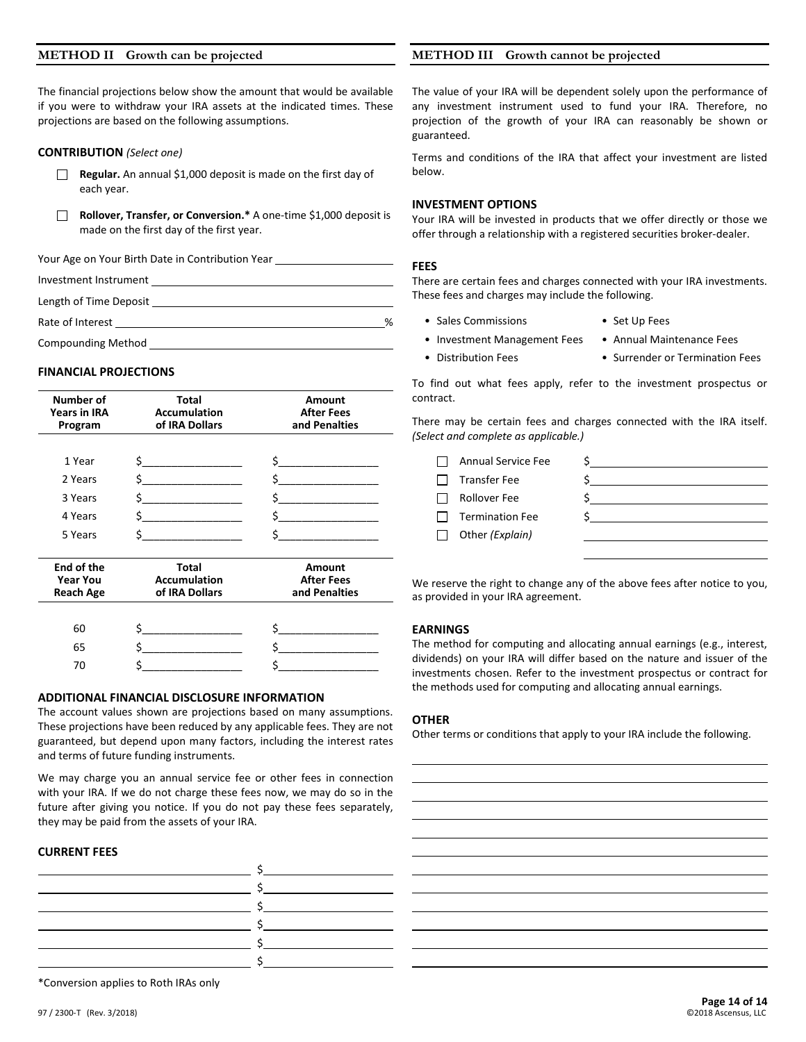## METHOD II Growth can be projected

The financial projections below show the amount that would be available if you were to withdraw your IRA assets at the indicated times. These projections are based on the following assumptions.

**CONTRIBUTION** *(Select one)*

- ☐ **Regular.** An annual $1,000 deposit is made on the first day of each year.
- ☐ **Rollover, Transfer, or Conversion.*** A one-time $1,000 deposit is made on the first day of the first year.

Your Age on Your Birth Date in Contribution Year ____________________

Investment Instrument ____________________

Length of Time Deposit ____________________

Rate of Interest ____________________%

Compounding Method ____________________

**FINANCIAL PROJECTIONS**

| Number of Years in IRA Program | Total Accumulation of IRA Dollars | Amount After Fees and Penalties |
|---|---|---|
| 1 Year | $________________ | $________________ |
| 2 Years | $________________ | $________________ |
| 3 Years | $________________ | $________________ |
| 4 Years | $________________ | $________________ |
| 5 Years | $________________ | $________________ |

| End of the Year You Reach Age | Total Accumulation of IRA Dollars | Amount After Fees and Penalties |
|---|---|---|
| 60 | $________________ | $________________ |
| 65 | $________________ | $________________ |
| 70 | $________________ | $________________ |

**ADDITIONAL FINANCIAL DISCLOSURE INFORMATION**

The account values shown are projections based on many assumptions. These projections have been reduced by any applicable fees. They are not guaranteed, but depend upon many factors, including the interest rates and terms of future funding instruments.

We may charge you an annual service fee or other fees in connection with your IRA. If we do not charge these fees now, we may do so in the future after giving you notice. If you do not pay these fees separately, they may be paid from the assets of your IRA.

**CURRENT FEES**

____________________ $____________________

____________________ $____________________

____________________ $____________________

____________________ $____________________

____________________ $____________________

____________________ $____________________

*Conversion applies to Roth IRAs only

## METHOD III Growth cannot be projected

The value of your IRA will be dependent solely upon the performance of any investment instrument used to fund your IRA. Therefore, no projection of the growth of your IRA can reasonably be shown or guaranteed.

Terms and conditions of the IRA that affect your investment are listed below.

**INVESTMENT OPTIONS**

Your IRA will be invested in products that we offer directly or those we offer through a relationship with a registered securities broker-dealer.

**FEES**

There are certain fees and charges connected with your IRA investments. These fees and charges may include the following.

- Sales Commissions
- Set Up Fees
- Investment Management Fees
- Annual Maintenance Fees
- Distribution Fees
- Surrender or Termination Fees

To find out what fees apply, refer to the investment prospectus or contract.

There may be certain fees and charges connected with the IRA itself. *(Select and complete as applicable.)*

- ☐ Annual Service Fee $____________________
- ☐ Transfer Fee $____________________
- ☐ Rollover Fee $____________________
- ☐ Termination Fee $____________________
- ☐ Other *(Explain)* ____________________

____________________

We reserve the right to change any of the above fees after notice to you, as provided in your IRA agreement.

**EARNINGS**

The method for computing and allocating annual earnings (e.g., interest, dividends) on your IRA will differ based on the nature and issuer of the investments chosen. Refer to the investment prospectus or contract for the methods used for computing and allocating annual earnings.

**OTHER**

Other terms or conditions that apply to your IRA include the following.

____________________

____________________

____________________

____________________

____________________

____________________

____________________

____________________

____________________

____________________

____________________

____________________

97 / 2300-T (Rev. 3/2018)

©2018 Ascensus, LLC